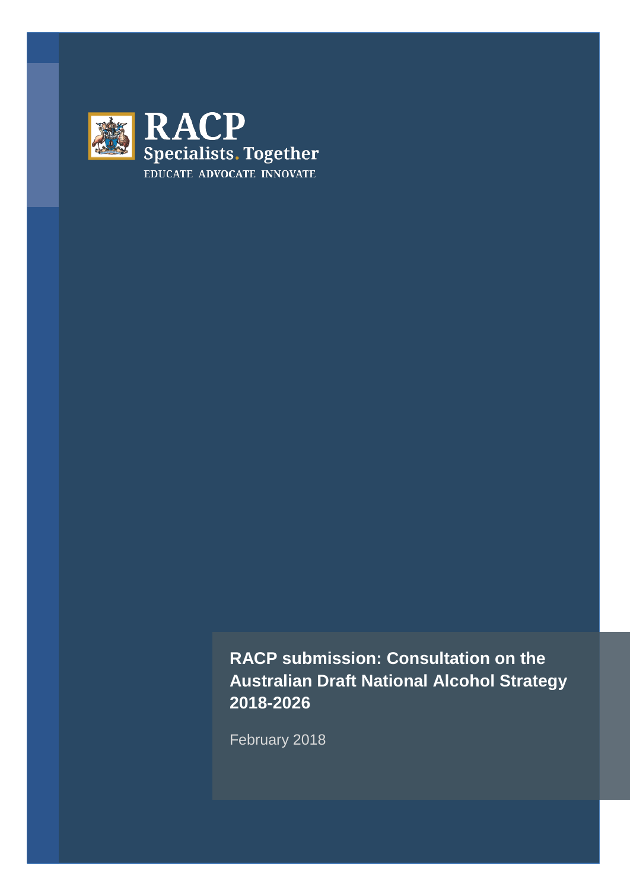RACP

Specialists. Together

EDUCATE ADVOCATE INNOVATE

# RACP submission: Consultation on the Australian Draft National Alcohol Strategy 2018-2026

February 2018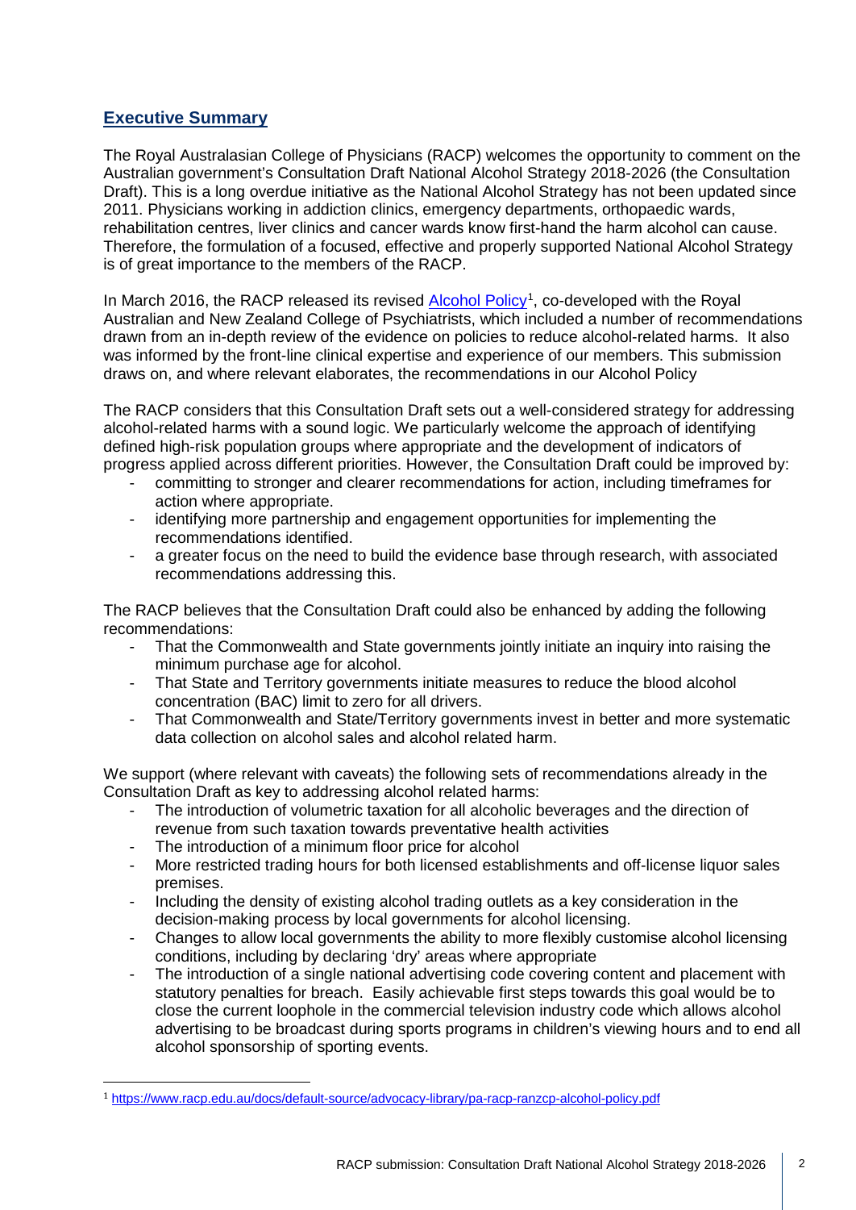## Executive Summary

The Royal Australasian College of Physicians (RACP) welcomes the opportunity to comment on the Australian government's Consultation Draft National Alcohol Strategy 2018-2026 (the Consultation Draft). This is a long overdue initiative as the National Alcohol Strategy has not been updated since 2011. Physicians working in addiction clinics, emergency departments, orthopaedic wards, rehabilitation centres, liver clinics and cancer wards know first-hand the harm alcohol can cause. Therefore, the formulation of a focused, effective and properly supported National Alcohol Strategy is of great importance to the members of the RACP.

In March 2016, the RACP released its revised [Alcohol Policy](https://www.racp.edu.au/docs/default-source/advocacy-library/pa-racp-ranzcp-alcohol-policy.pdf)[1], co-developed with the Royal Australian and New Zealand College of Psychiatrists, which included a number of recommendations drawn from an in-depth review of the evidence on policies to reduce alcohol-related harms. It also was informed by the front-line clinical expertise and experience of our members. This submission draws on, and where relevant elaborates, the recommendations in our Alcohol Policy

The RACP considers that this Consultation Draft sets out a well-considered strategy for addressing alcohol-related harms with a sound logic. We particularly welcome the approach of identifying defined high-risk population groups where appropriate and the development of indicators of progress applied across different priorities. However, the Consultation Draft could be improved by:

- committing to stronger and clearer recommendations for action, including timeframes for action where appropriate.
- identifying more partnership and engagement opportunities for implementing the recommendations identified.
- a greater focus on the need to build the evidence base through research, with associated recommendations addressing this.

The RACP believes that the Consultation Draft could also be enhanced by adding the following recommendations:

- That the Commonwealth and State governments jointly initiate an inquiry into raising the minimum purchase age for alcohol.
- That State and Territory governments initiate measures to reduce the blood alcohol concentration (BAC) limit to zero for all drivers.
- That Commonwealth and State/Territory governments invest in better and more systematic data collection on alcohol sales and alcohol related harm.

We support (where relevant with caveats) the following sets of recommendations already in the Consultation Draft as key to addressing alcohol related harms:

- The introduction of volumetric taxation for all alcoholic beverages and the direction of revenue from such taxation towards preventative health activities
- The introduction of a minimum floor price for alcohol
- More restricted trading hours for both licensed establishments and off-license liquor sales premises.
- Including the density of existing alcohol trading outlets as a key consideration in the decision-making process by local governments for alcohol licensing.
- Changes to allow local governments the ability to more flexibly customise alcohol licensing conditions, including by declaring 'dry' areas where appropriate
- The introduction of a single national advertising code covering content and placement with statutory penalties for breach. Easily achievable first steps towards this goal would be to close the current loophole in the commercial television industry code which allows alcohol advertising to be broadcast during sports programs in children's viewing hours and to end all alcohol sponsorship of sporting events.

[1] https://www.racp.edu.au/docs/default-source/advocacy-library/pa-racp-ranzcp-alcohol-policy.pdf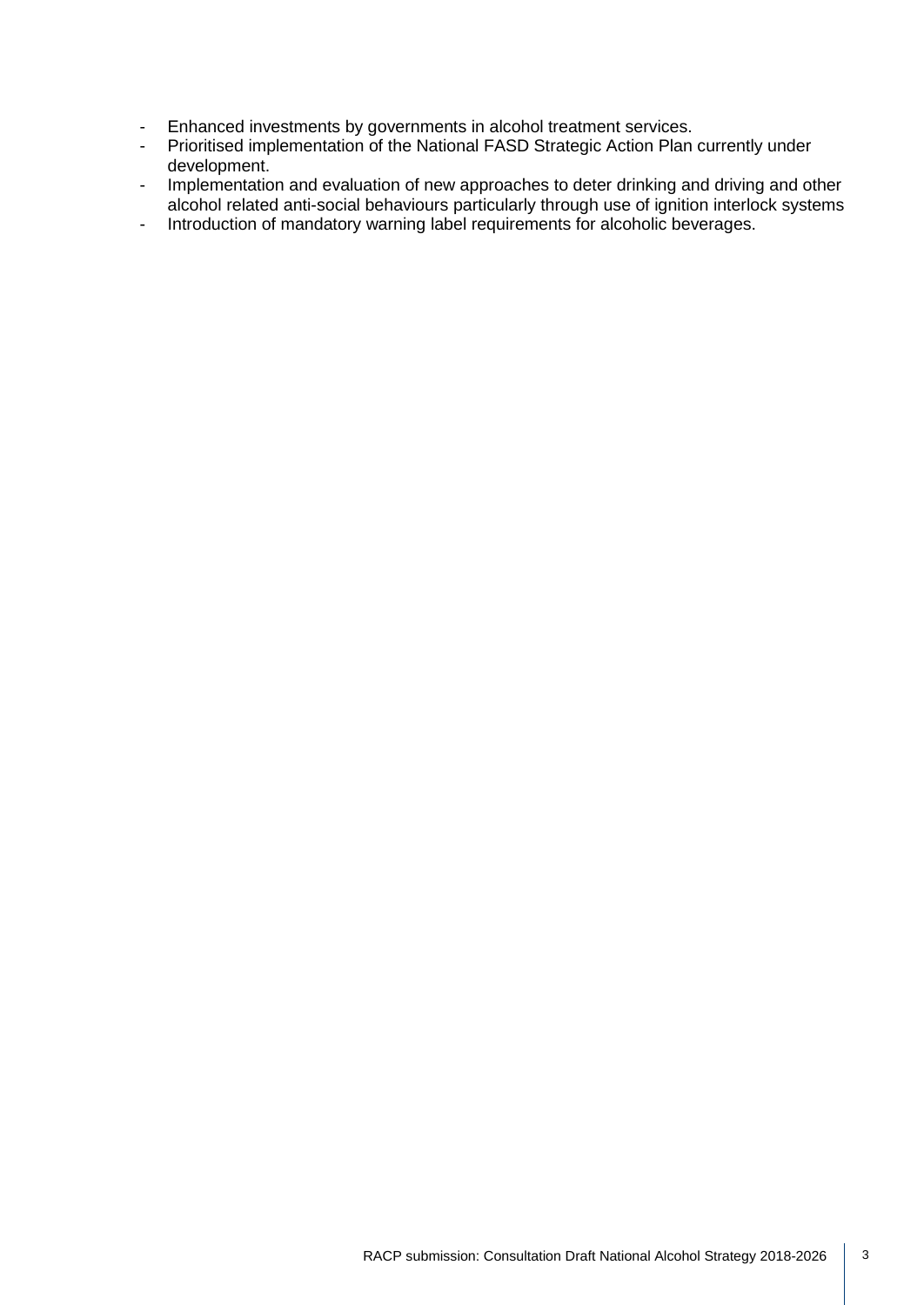- Enhanced investments by governments in alcohol treatment services.
- Prioritised implementation of the National FASD Strategic Action Plan currently under development.
- Implementation and evaluation of new approaches to deter drinking and driving and other alcohol related anti-social behaviours particularly through use of ignition interlock systems
- Introduction of mandatory warning label requirements for alcoholic beverages.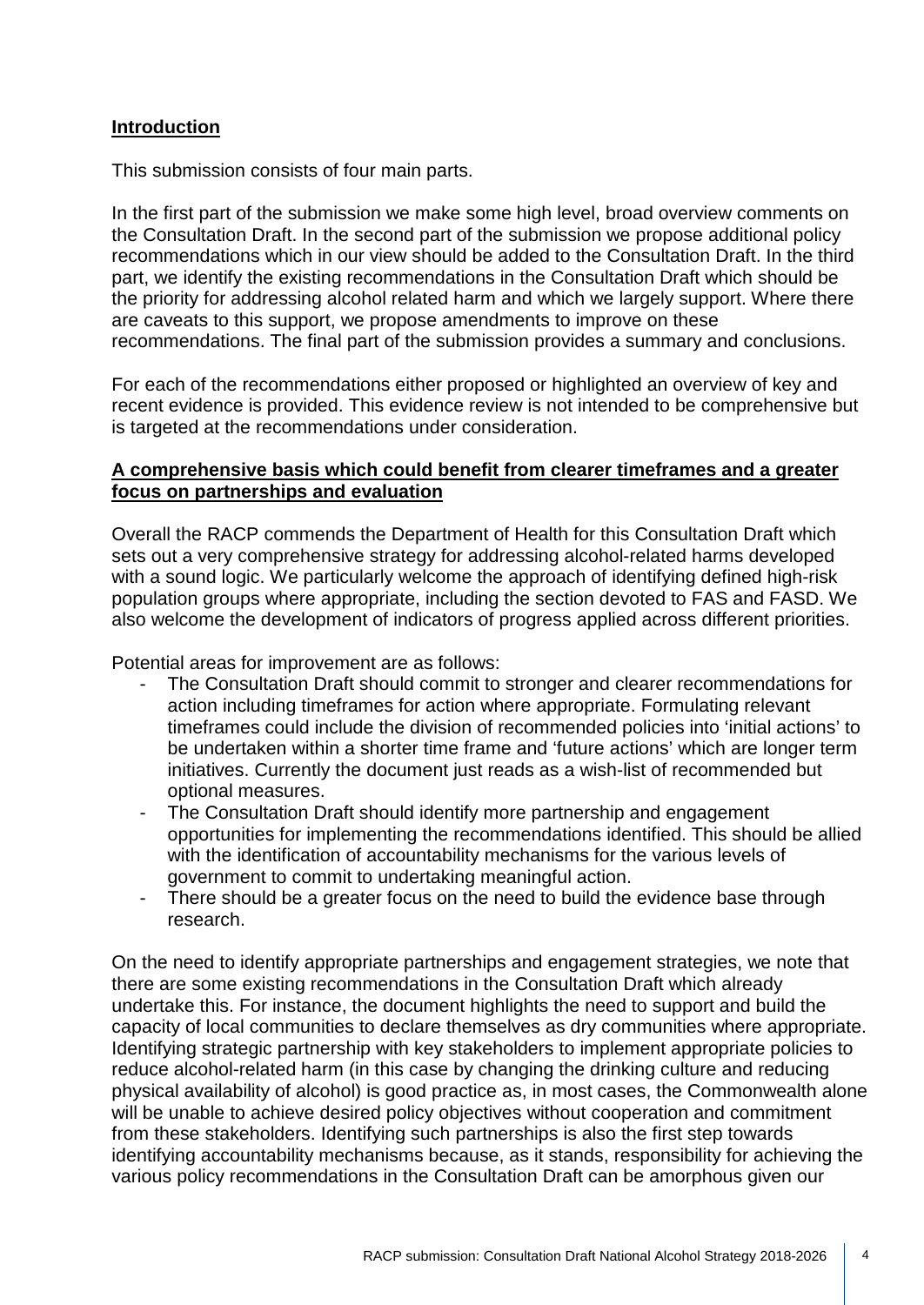## Introduction

This submission consists of four main parts.

In the first part of the submission we make some high level, broad overview comments on the Consultation Draft. In the second part of the submission we propose additional policy recommendations which in our view should be added to the Consultation Draft. In the third part, we identify the existing recommendations in the Consultation Draft which should be the priority for addressing alcohol related harm and which we largely support. Where there are caveats to this support, we propose amendments to improve on these recommendations. The final part of the submission provides a summary and conclusions.

For each of the recommendations either proposed or highlighted an overview of key and recent evidence is provided. This evidence review is not intended to be comprehensive but is targeted at the recommendations under consideration.

## A comprehensive basis which could benefit from clearer timeframes and a greater focus on partnerships and evaluation

Overall the RACP commends the Department of Health for this Consultation Draft which sets out a very comprehensive strategy for addressing alcohol-related harms developed with a sound logic. We particularly welcome the approach of identifying defined high-risk population groups where appropriate, including the section devoted to FAS and FASD. We also welcome the development of indicators of progress applied across different priorities.

Potential areas for improvement are as follows:

- The Consultation Draft should commit to stronger and clearer recommendations for action including timeframes for action where appropriate. Formulating relevant timeframes could include the division of recommended policies into 'initial actions' to be undertaken within a shorter time frame and 'future actions' which are longer term initiatives. Currently the document just reads as a wish-list of recommended but optional measures.
- The Consultation Draft should identify more partnership and engagement opportunities for implementing the recommendations identified. This should be allied with the identification of accountability mechanisms for the various levels of government to commit to undertaking meaningful action.
- There should be a greater focus on the need to build the evidence base through research.

On the need to identify appropriate partnerships and engagement strategies, we note that there are some existing recommendations in the Consultation Draft which already undertake this. For instance, the document highlights the need to support and build the capacity of local communities to declare themselves as dry communities where appropriate. Identifying strategic partnership with key stakeholders to implement appropriate policies to reduce alcohol-related harm (in this case by changing the drinking culture and reducing physical availability of alcohol) is good practice as, in most cases, the Commonwealth alone will be unable to achieve desired policy objectives without cooperation and commitment from these stakeholders. Identifying such partnerships is also the first step towards identifying accountability mechanisms because, as it stands, responsibility for achieving the various policy recommendations in the Consultation Draft can be amorphous given our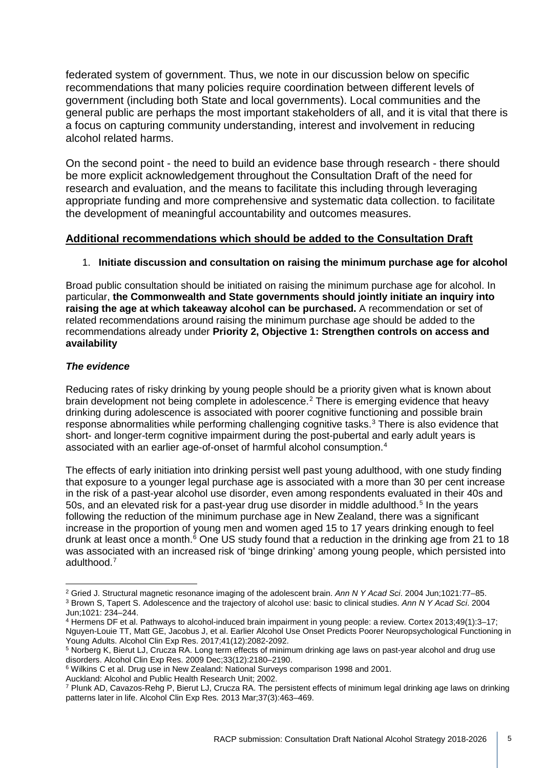federated system of government. Thus, we note in our discussion below on specific recommendations that many policies require coordination between different levels of government (including both State and local governments). Local communities and the general public are perhaps the most important stakeholders of all, and it is vital that there is a focus on capturing community understanding, interest and involvement in reducing alcohol related harms.

On the second point - the need to build an evidence base through research - there should be more explicit acknowledgement throughout the Consultation Draft of the need for research and evaluation, and the means to facilitate this including through leveraging appropriate funding and more comprehensive and systematic data collection. to facilitate the development of meaningful accountability and outcomes measures.

## Additional recommendations which should be added to the Consultation Draft

1. **Initiate discussion and consultation on raising the minimum purchase age for alcohol**

Broad public consultation should be initiated on raising the minimum purchase age for alcohol. In particular, **the Commonwealth and State governments should jointly initiate an inquiry into raising the age at which takeaway alcohol can be purchased.** A recommendation or set of related recommendations around raising the minimum purchase age should be added to the recommendations already under **Priority 2, Objective 1: Strengthen controls on access and availability**

***The evidence***

Reducing rates of risky drinking by young people should be a priority given what is known about brain development not being complete in adolescence.[2] There is emerging evidence that heavy drinking during adolescence is associated with poorer cognitive functioning and possible brain response abnormalities while performing challenging cognitive tasks.[3] There is also evidence that short- and longer-term cognitive impairment during the post-pubertal and early adult years is associated with an earlier age-of-onset of harmful alcohol consumption.[4]

The effects of early initiation into drinking persist well past young adulthood, with one study finding that exposure to a younger legal purchase age is associated with a more than 30 per cent increase in the risk of a past-year alcohol use disorder, even among respondents evaluated in their 40s and 50s, and an elevated risk for a past-year drug use disorder in middle adulthood.[5] In the years following the reduction of the minimum purchase age in New Zealand, there was a significant increase in the proportion of young men and women aged 15 to 17 years drinking enough to feel drunk at least once a month.[6] One US study found that a reduction in the drinking age from 21 to 18 was associated with an increased risk of 'binge drinking' among young people, which persisted into adulthood.[7]

---

[2] Gried J. Structural magnetic resonance imaging of the adolescent brain. *Ann N Y Acad Sci*. 2004 Jun;1021:77–85.
[3] Brown S, Tapert S. Adolescence and the trajectory of alcohol use: basic to clinical studies. *Ann N Y Acad Sci*. 2004 Jun;1021: 234–244.
[4] Hermens DF et al. Pathways to alcohol-induced brain impairment in young people: a review. Cortex 2013;49(1):3–17; Nguyen-Louie TT, Matt GE, Jacobus J, et al. Earlier Alcohol Use Onset Predicts Poorer Neuropsychological Functioning in Young Adults. Alcohol Clin Exp Res. 2017;41(12):2082-2092.
[5] Norberg K, Bierut LJ, Crucza RA. Long term effects of minimum drinking age laws on past-year alcohol and drug use disorders. Alcohol Clin Exp Res. 2009 Dec;33(12):2180–2190.
[6] Wilkins C et al. Drug use in New Zealand: National Surveys comparison 1998 and 2001. Auckland: Alcohol and Public Health Research Unit; 2002.
[7] Plunk AD, Cavazos-Rehg P, Bierut LJ, Crucza RA. The persistent effects of minimum legal drinking age laws on drinking patterns later in life. Alcohol Clin Exp Res. 2013 Mar;37(3):463–469.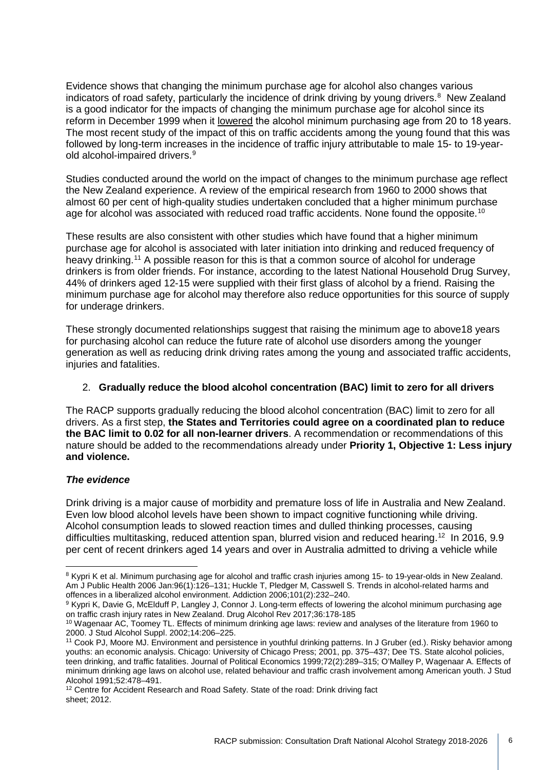Evidence shows that changing the minimum purchase age for alcohol also changes various indicators of road safety, particularly the incidence of drink driving by young drivers.[8] New Zealand is a good indicator for the impacts of changing the minimum purchase age for alcohol since its reform in December 1999 when it lowered the alcohol minimum purchasing age from 20 to 18 years. The most recent study of the impact of this on traffic accidents among the young found that this was followed by long-term increases in the incidence of traffic injury attributable to male 15- to 19-year-old alcohol-impaired drivers.[9]

Studies conducted around the world on the impact of changes to the minimum purchase age reflect the New Zealand experience. A review of the empirical research from 1960 to 2000 shows that almost 60 per cent of high-quality studies undertaken concluded that a higher minimum purchase age for alcohol was associated with reduced road traffic accidents. None found the opposite.[10]

These results are also consistent with other studies which have found that a higher minimum purchase age for alcohol is associated with later initiation into drinking and reduced frequency of heavy drinking.[11] A possible reason for this is that a common source of alcohol for underage drinkers is from older friends. For instance, according to the latest National Household Drug Survey, 44% of drinkers aged 12-15 were supplied with their first glass of alcohol by a friend. Raising the minimum purchase age for alcohol may therefore also reduce opportunities for this source of supply for underage drinkers.

These strongly documented relationships suggest that raising the minimum age to above18 years for purchasing alcohol can reduce the future rate of alcohol use disorders among the younger generation as well as reducing drink driving rates among the young and associated traffic accidents, injuries and fatalities.

2. **Gradually reduce the blood alcohol concentration (BAC) limit to zero for all drivers**

The RACP supports gradually reducing the blood alcohol concentration (BAC) limit to zero for all drivers. As a first step, **the States and Territories could agree on a coordinated plan to reduce the BAC limit to 0.02 for all non-learner drivers**. A recommendation or recommendations of this nature should be added to the recommendations already under **Priority 1, Objective 1: Less injury and violence.**

***The evidence***

Drink driving is a major cause of morbidity and premature loss of life in Australia and New Zealand. Even low blood alcohol levels have been shown to impact cognitive functioning while driving. Alcohol consumption leads to slowed reaction times and dulled thinking processes, causing difficulties multitasking, reduced attention span, blurred vision and reduced hearing.[12] In 2016, 9.9 per cent of recent drinkers aged 14 years and over in Australia admitted to driving a vehicle while

---

[8] Kypri K et al. Minimum purchasing age for alcohol and traffic crash injuries among 15- to 19-year-olds in New Zealand. Am J Public Health 2006 Jan:96(1):126–131; Huckle T, Pledger M, Casswell S. Trends in alcohol-related harms and offences in a liberalized alcohol environment. Addiction 2006;101(2):232–240.

[9] Kypri K, Davie G, McElduff P, Langley J, Connor J. Long-term effects of lowering the alcohol minimum purchasing age on traffic crash injury rates in New Zealand. Drug Alcohol Rev 2017;36:178-185

[10] Wagenaar AC, Toomey TL. Effects of minimum drinking age laws: review and analyses of the literature from 1960 to 2000. J Stud Alcohol Suppl. 2002;14:206–225.

[11] Cook PJ, Moore MJ. Environment and persistence in youthful drinking patterns. In J Gruber (ed.). Risky behavior among youths: an economic analysis. Chicago: University of Chicago Press; 2001, pp. 375–437; Dee TS. State alcohol policies, teen drinking, and traffic fatalities. Journal of Political Economics 1999;72(2):289–315; O'Malley P, Wagenaar A. Effects of minimum drinking age laws on alcohol use, related behaviour and traffic crash involvement among American youth. J Stud Alcohol 1991;52:478–491.

[12] Centre for Accident Research and Road Safety. State of the road: Drink driving fact sheet; 2012.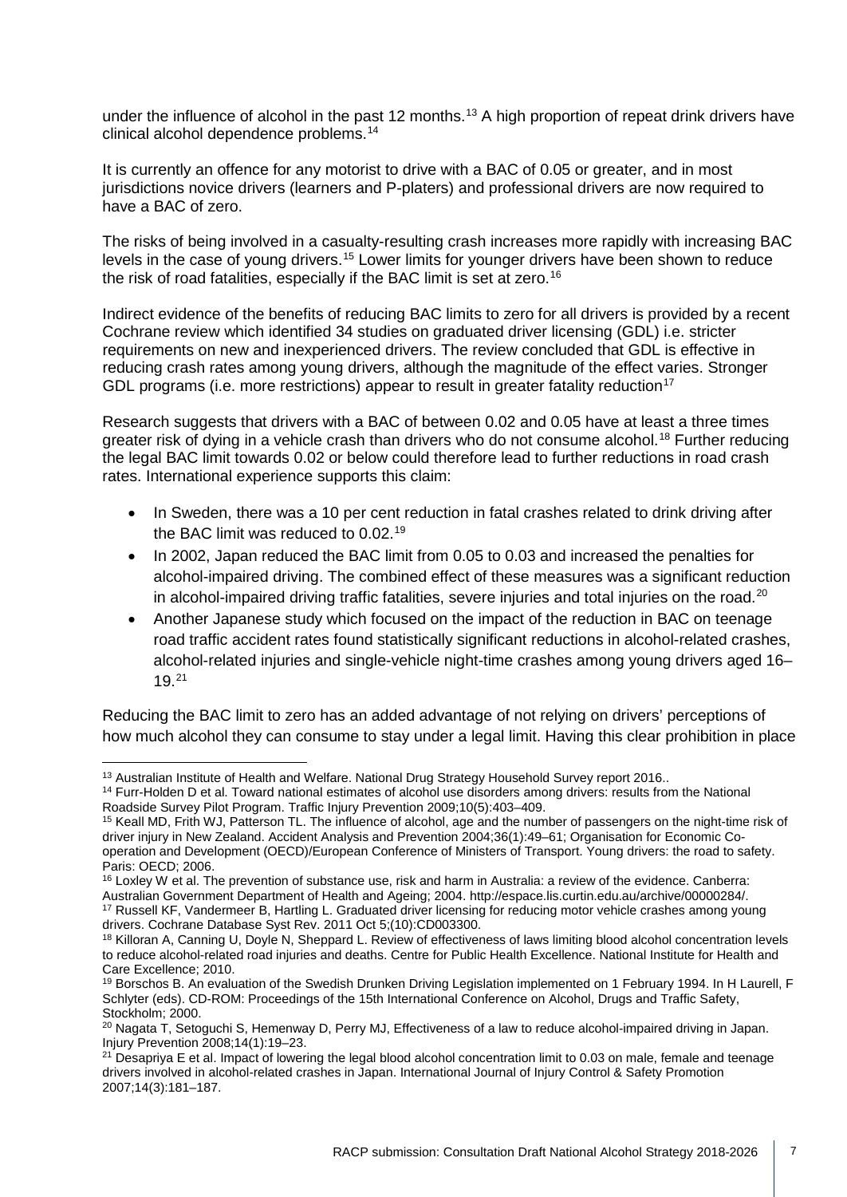under the influence of alcohol in the past 12 months.[13] A high proportion of repeat drink drivers have clinical alcohol dependence problems.[14]

It is currently an offence for any motorist to drive with a BAC of 0.05 or greater, and in most jurisdictions novice drivers (learners and P-platers) and professional drivers are now required to have a BAC of zero.

The risks of being involved in a casualty-resulting crash increases more rapidly with increasing BAC levels in the case of young drivers.[15] Lower limits for younger drivers have been shown to reduce the risk of road fatalities, especially if the BAC limit is set at zero.[16]

Indirect evidence of the benefits of reducing BAC limits to zero for all drivers is provided by a recent Cochrane review which identified 34 studies on graduated driver licensing (GDL) i.e. stricter requirements on new and inexperienced drivers. The review concluded that GDL is effective in reducing crash rates among young drivers, although the magnitude of the effect varies. Stronger GDL programs (i.e. more restrictions) appear to result in greater fatality reduction[17]

Research suggests that drivers with a BAC of between 0.02 and 0.05 have at least a three times greater risk of dying in a vehicle crash than drivers who do not consume alcohol.[18] Further reducing the legal BAC limit towards 0.02 or below could therefore lead to further reductions in road crash rates. International experience supports this claim:

- In Sweden, there was a 10 per cent reduction in fatal crashes related to drink driving after the BAC limit was reduced to 0.02.[19]
- In 2002, Japan reduced the BAC limit from 0.05 to 0.03 and increased the penalties for alcohol-impaired driving. The combined effect of these measures was a significant reduction in alcohol-impaired driving traffic fatalities, severe injuries and total injuries on the road.[20]
- Another Japanese study which focused on the impact of the reduction in BAC on teenage road traffic accident rates found statistically significant reductions in alcohol-related crashes, alcohol-related injuries and single-vehicle night-time crashes among young drivers aged 16–19.[21]

Reducing the BAC limit to zero has an added advantage of not relying on drivers' perceptions of how much alcohol they can consume to stay under a legal limit. Having this clear prohibition in place

---

[13] Australian Institute of Health and Welfare. National Drug Strategy Household Survey report 2016..

[14] Furr-Holden D et al. Toward national estimates of alcohol use disorders among drivers: results from the National Roadside Survey Pilot Program. Traffic Injury Prevention 2009;10(5):403–409.

[15] Keall MD, Frith WJ, Patterson TL. The influence of alcohol, age and the number of passengers on the night-time risk of driver injury in New Zealand. Accident Analysis and Prevention 2004;36(1):49–61; Organisation for Economic Co-operation and Development (OECD)/European Conference of Ministers of Transport. Young drivers: the road to safety. Paris: OECD; 2006.

[16] Loxley W et al. The prevention of substance use, risk and harm in Australia: a review of the evidence. Canberra: Australian Government Department of Health and Ageing; 2004. http://espace.lis.curtin.edu.au/archive/00000284/.

[17] Russell KF, Vandermeer B, Hartling L. Graduated driver licensing for reducing motor vehicle crashes among young drivers. Cochrane Database Syst Rev. 2011 Oct 5;(10):CD003300.

[18] Killoran A, Canning U, Doyle N, Sheppard L. Review of effectiveness of laws limiting blood alcohol concentration levels to reduce alcohol-related road injuries and deaths. Centre for Public Health Excellence. National Institute for Health and Care Excellence; 2010.

[19] Borschos B. An evaluation of the Swedish Drunken Driving Legislation implemented on 1 February 1994. In H Laurell, F Schlyter (eds). CD-ROM: Proceedings of the 15th International Conference on Alcohol, Drugs and Traffic Safety, Stockholm; 2000.

[20] Nagata T, Setoguchi S, Hemenway D, Perry MJ, Effectiveness of a law to reduce alcohol-impaired driving in Japan. Injury Prevention 2008;14(1):19–23.

[21] Desapriya E et al. Impact of lowering the legal blood alcohol concentration limit to 0.03 on male, female and teenage drivers involved in alcohol-related crashes in Japan. International Journal of Injury Control & Safety Promotion 2007;14(3):181–187.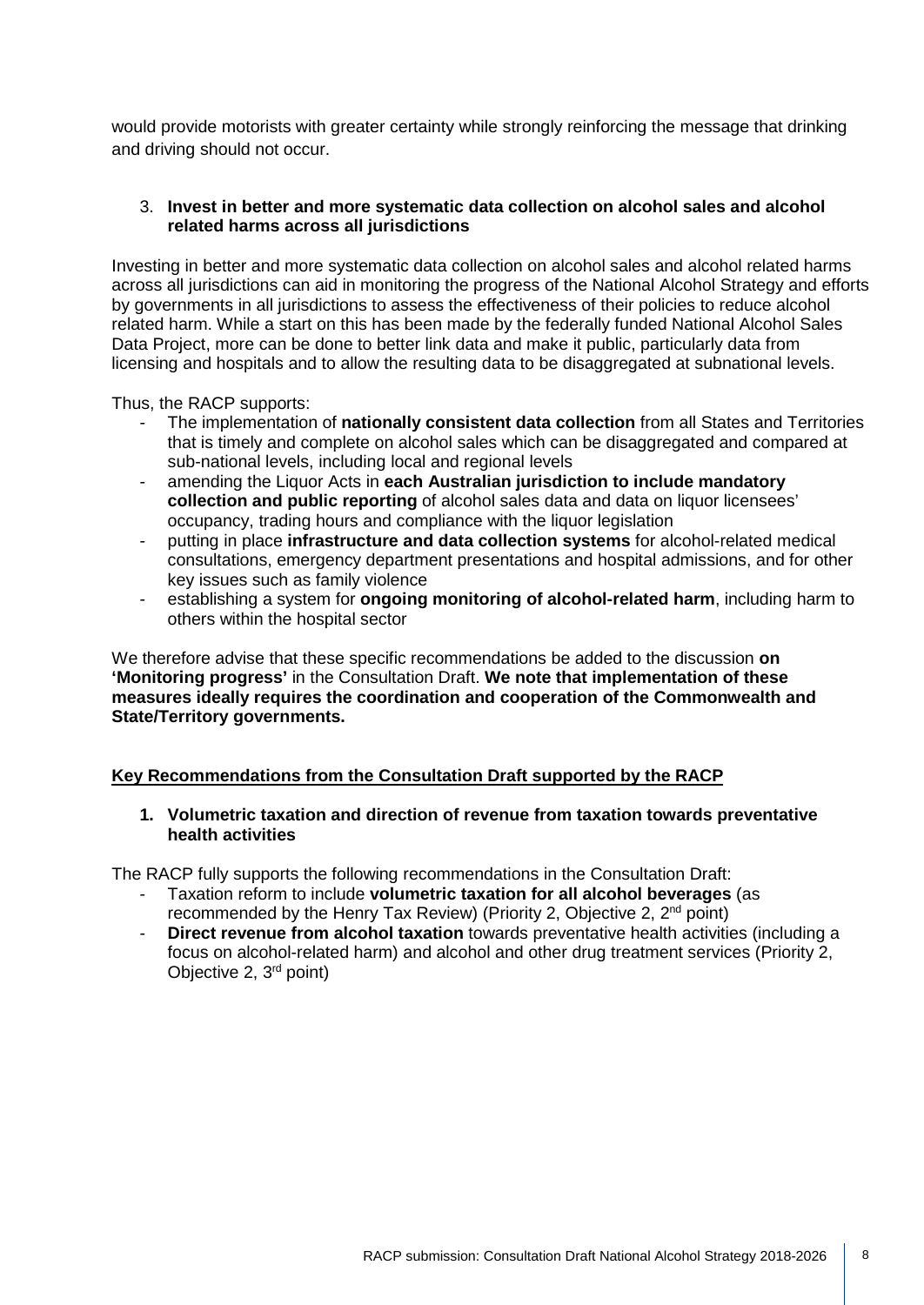would provide motorists with greater certainty while strongly reinforcing the message that drinking and driving should not occur.

3. **Invest in better and more systematic data collection on alcohol sales and alcohol related harms across all jurisdictions**

Investing in better and more systematic data collection on alcohol sales and alcohol related harms across all jurisdictions can aid in monitoring the progress of the National Alcohol Strategy and efforts by governments in all jurisdictions to assess the effectiveness of their policies to reduce alcohol related harm. While a start on this has been made by the federally funded National Alcohol Sales Data Project, more can be done to better link data and make it public, particularly data from licensing and hospitals and to allow the resulting data to be disaggregated at subnational levels.

Thus, the RACP supports:

- The implementation of **nationally consistent data collection** from all States and Territories that is timely and complete on alcohol sales which can be disaggregated and compared at sub-national levels, including local and regional levels
- amending the Liquor Acts in **each Australian jurisdiction to include mandatory collection and public reporting** of alcohol sales data and data on liquor licensees' occupancy, trading hours and compliance with the liquor legislation
- putting in place **infrastructure and data collection systems** for alcohol-related medical consultations, emergency department presentations and hospital admissions, and for other key issues such as family violence
- establishing a system for **ongoing monitoring of alcohol-related harm**, including harm to others within the hospital sector

We therefore advise that these specific recommendations be added to the discussion **on 'Monitoring progress'** in the Consultation Draft. **We note that implementation of these measures ideally requires the coordination and cooperation of the Commonwealth and State/Territory governments.**

## Key Recommendations from the Consultation Draft supported by the RACP

**1. Volumetric taxation and direction of revenue from taxation towards preventative health activities**

The RACP fully supports the following recommendations in the Consultation Draft:

- Taxation reform to include **volumetric taxation for all alcohol beverages** (as recommended by the Henry Tax Review) (Priority 2, Objective 2, 2nd point)
- **Direct revenue from alcohol taxation** towards preventative health activities (including a focus on alcohol-related harm) and alcohol and other drug treatment services (Priority 2, Objective 2, 3rd point)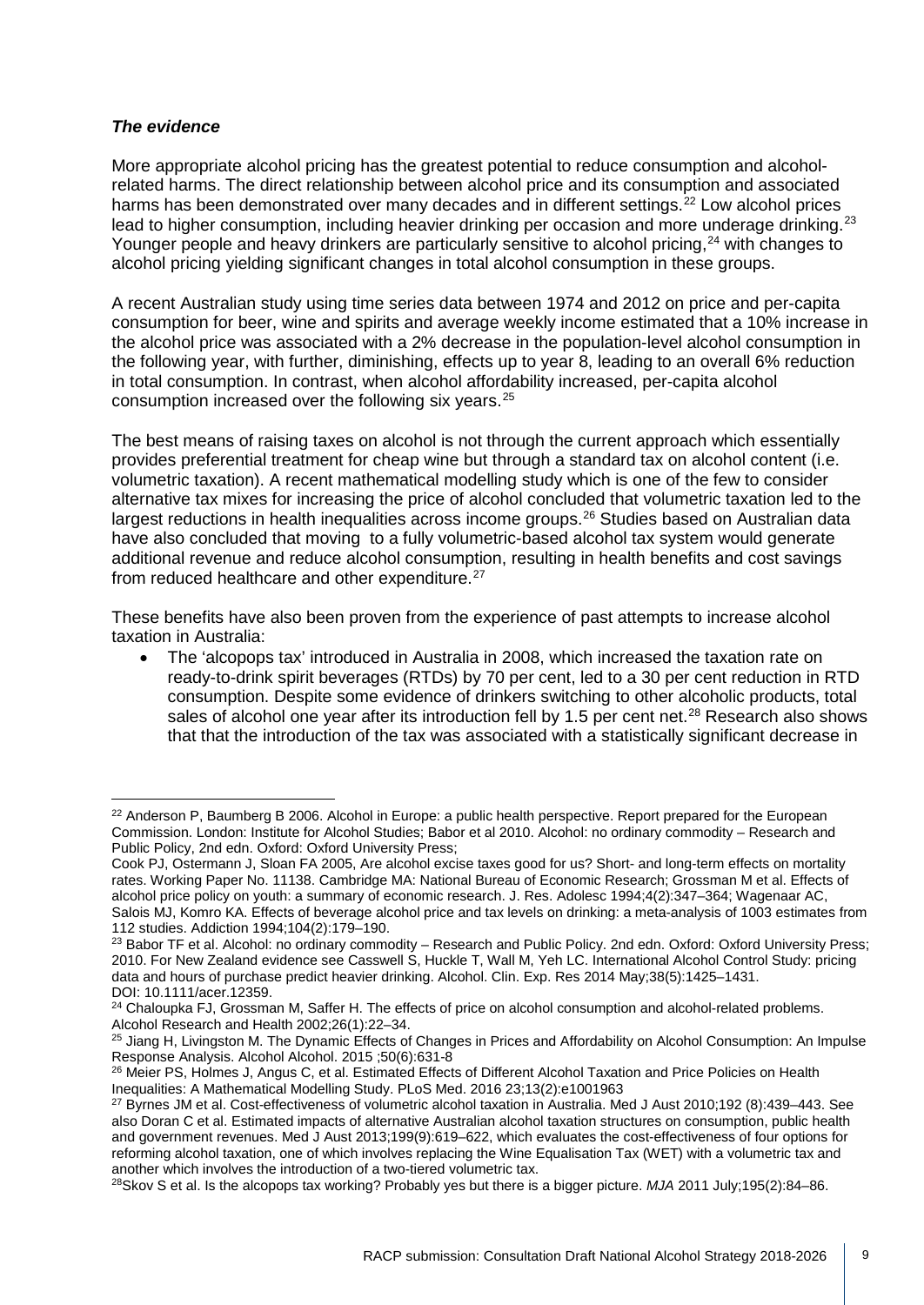***The evidence***

More appropriate alcohol pricing has the greatest potential to reduce consumption and alcohol-related harms. The direct relationship between alcohol price and its consumption and associated harms has been demonstrated over many decades and in different settings.[22] Low alcohol prices lead to higher consumption, including heavier drinking per occasion and more underage drinking.[23] Younger people and heavy drinkers are particularly sensitive to alcohol pricing,[24] with changes to alcohol pricing yielding significant changes in total alcohol consumption in these groups.

A recent Australian study using time series data between 1974 and 2012 on price and per-capita consumption for beer, wine and spirits and average weekly income estimated that a 10% increase in the alcohol price was associated with a 2% decrease in the population-level alcohol consumption in the following year, with further, diminishing, effects up to year 8, leading to an overall 6% reduction in total consumption. In contrast, when alcohol affordability increased, per-capita alcohol consumption increased over the following six years.[25]

The best means of raising taxes on alcohol is not through the current approach which essentially provides preferential treatment for cheap wine but through a standard tax on alcohol content (i.e. volumetric taxation). A recent mathematical modelling study which is one of the few to consider alternative tax mixes for increasing the price of alcohol concluded that volumetric taxation led to the largest reductions in health inequalities across income groups.[26] Studies based on Australian data have also concluded that moving to a fully volumetric-based alcohol tax system would generate additional revenue and reduce alcohol consumption, resulting in health benefits and cost savings from reduced healthcare and other expenditure.[27]

These benefits have also been proven from the experience of past attempts to increase alcohol taxation in Australia:

- The 'alcopops tax' introduced in Australia in 2008, which increased the taxation rate on ready-to-drink spirit beverages (RTDs) by 70 per cent, led to a 30 per cent reduction in RTD consumption. Despite some evidence of drinkers switching to other alcoholic products, total sales of alcohol one year after its introduction fell by 1.5 per cent net.[28] Research also shows that that the introduction of the tax was associated with a statistically significant decrease in

---

[22] Anderson P, Baumberg B 2006. Alcohol in Europe: a public health perspective. Report prepared for the European Commission. London: Institute for Alcohol Studies; Babor et al 2010. Alcohol: no ordinary commodity – Research and Public Policy, 2nd edn. Oxford: Oxford University Press;
Cook PJ, Ostermann J, Sloan FA 2005, Are alcohol excise taxes good for us? Short- and long-term effects on mortality rates. Working Paper No. 11138. Cambridge MA: National Bureau of Economic Research; Grossman M et al. Effects of alcohol price policy on youth: a summary of economic research. J. Res. Adolesc 1994;4(2):347–364; Wagenaar AC, Salois MJ, Komro KA. Effects of beverage alcohol price and tax levels on drinking: a meta-analysis of 1003 estimates from 112 studies. Addiction 1994;104(2):179–190.

[23] Babor TF et al. Alcohol: no ordinary commodity – Research and Public Policy. 2nd edn. Oxford: Oxford University Press; 2010. For New Zealand evidence see Casswell S, Huckle T, Wall M, Yeh LC. International Alcohol Control Study: pricing data and hours of purchase predict heavier drinking. Alcohol. Clin. Exp. Res 2014 May;38(5):1425–1431. DOI: 10.1111/acer.12359.

[24] Chaloupka FJ, Grossman M, Saffer H. The effects of price on alcohol consumption and alcohol-related problems. Alcohol Research and Health 2002;26(1):22–34.

[25] Jiang H, Livingston M. The Dynamic Effects of Changes in Prices and Affordability on Alcohol Consumption: An Impulse Response Analysis. Alcohol Alcohol. 2015 ;50(6):631-8

[26] Meier PS, Holmes J, Angus C, et al. Estimated Effects of Different Alcohol Taxation and Price Policies on Health Inequalities: A Mathematical Modelling Study. PLoS Med. 2016 23;13(2):e1001963

[27] Byrnes JM et al. Cost-effectiveness of volumetric alcohol taxation in Australia. Med J Aust 2010;192 (8):439–443. See also Doran C et al. Estimated impacts of alternative Australian alcohol taxation structures on consumption, public health and government revenues. Med J Aust 2013;199(9):619–622, which evaluates the cost-effectiveness of four options for reforming alcohol taxation, one of which involves replacing the Wine Equalisation Tax (WET) with a volumetric tax and another which involves the introduction of a two-tiered volumetric tax.

[28] Skov S et al. Is the alcopops tax working? Probably yes but there is a bigger picture. *MJA* 2011 July;195(2):84–86.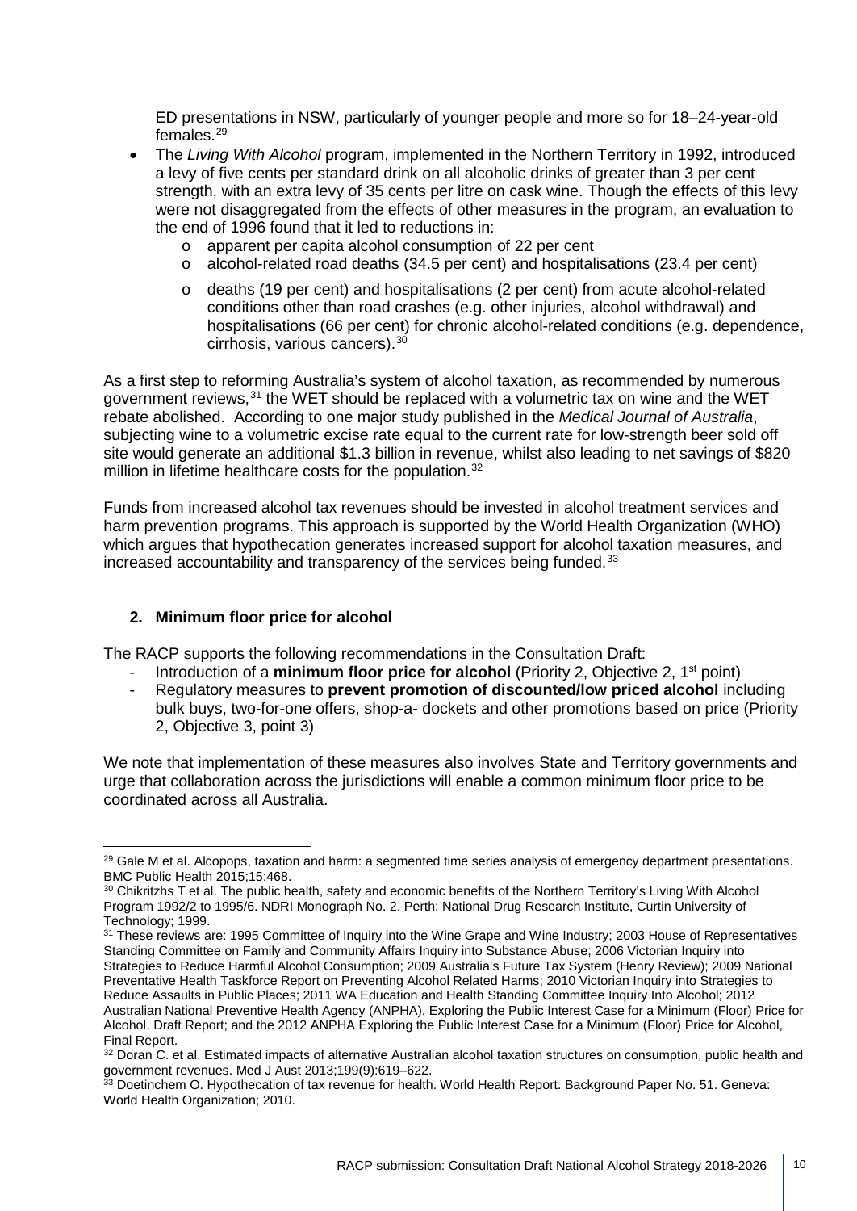ED presentations in NSW, particularly of younger people and more so for 18–24-year-old females.[29]

- The *Living With Alcohol* program, implemented in the Northern Territory in 1992, introduced a levy of five cents per standard drink on all alcoholic drinks of greater than 3 per cent strength, with an extra levy of 35 cents per litre on cask wine. Though the effects of this levy were not disaggregated from the effects of other measures in the program, an evaluation to the end of 1996 found that it led to reductions in:
  - apparent per capita alcohol consumption of 22 per cent
  - alcohol-related road deaths (34.5 per cent) and hospitalisations (23.4 per cent)
  - deaths (19 per cent) and hospitalisations (2 per cent) from acute alcohol-related conditions other than road crashes (e.g. other injuries, alcohol withdrawal) and hospitalisations (66 per cent) for chronic alcohol-related conditions (e.g. dependence, cirrhosis, various cancers).[30]

As a first step to reforming Australia's system of alcohol taxation, as recommended by numerous government reviews,[31] the WET should be replaced with a volumetric tax on wine and the WET rebate abolished. According to one major study published in the *Medical Journal of Australia*, subjecting wine to a volumetric excise rate equal to the current rate for low-strength beer sold off site would generate an additional $1.3 billion in revenue, whilst also leading to net savings of $820 million in lifetime healthcare costs for the population.[32]

Funds from increased alcohol tax revenues should be invested in alcohol treatment services and harm prevention programs. This approach is supported by the World Health Organization (WHO) which argues that hypothecation generates increased support for alcohol taxation measures, and increased accountability and transparency of the services being funded.[33]

## 2. Minimum floor price for alcohol

The RACP supports the following recommendations in the Consultation Draft:

- Introduction of a **minimum floor price for alcohol** (Priority 2, Objective 2, 1st point)
- Regulatory measures to **prevent promotion of discounted/low priced alcohol** including bulk buys, two-for-one offers, shop-a- dockets and other promotions based on price (Priority 2, Objective 3, point 3)

We note that implementation of these measures also involves State and Territory governments and urge that collaboration across the jurisdictions will enable a common minimum floor price to be coordinated across all Australia.

---

[29] Gale M et al. Alcopops, taxation and harm: a segmented time series analysis of emergency department presentations. BMC Public Health 2015;15:468.

[30] Chikritzhs T et al. The public health, safety and economic benefits of the Northern Territory's Living With Alcohol Program 1992/2 to 1995/6. NDRI Monograph No. 2. Perth: National Drug Research Institute, Curtin University of Technology; 1999.

[31] These reviews are: 1995 Committee of Inquiry into the Wine Grape and Wine Industry; 2003 House of Representatives Standing Committee on Family and Community Affairs Inquiry into Substance Abuse; 2006 Victorian Inquiry into Strategies to Reduce Harmful Alcohol Consumption; 2009 Australia's Future Tax System (Henry Review); 2009 National Preventative Health Taskforce Report on Preventing Alcohol Related Harms; 2010 Victorian Inquiry into Strategies to Reduce Assaults in Public Places; 2011 WA Education and Health Standing Committee Inquiry Into Alcohol; 2012 Australian National Preventive Health Agency (ANPHA), Exploring the Public Interest Case for a Minimum (Floor) Price for Alcohol, Draft Report; and the 2012 ANPHA Exploring the Public Interest Case for a Minimum (Floor) Price for Alcohol, Final Report.

[32] Doran C. et al. Estimated impacts of alternative Australian alcohol taxation structures on consumption, public health and government revenues. Med J Aust 2013;199(9):619–622.

[33] Doetinchem O. Hypothecation of tax revenue for health. World Health Report. Background Paper No. 51. Geneva: World Health Organization; 2010.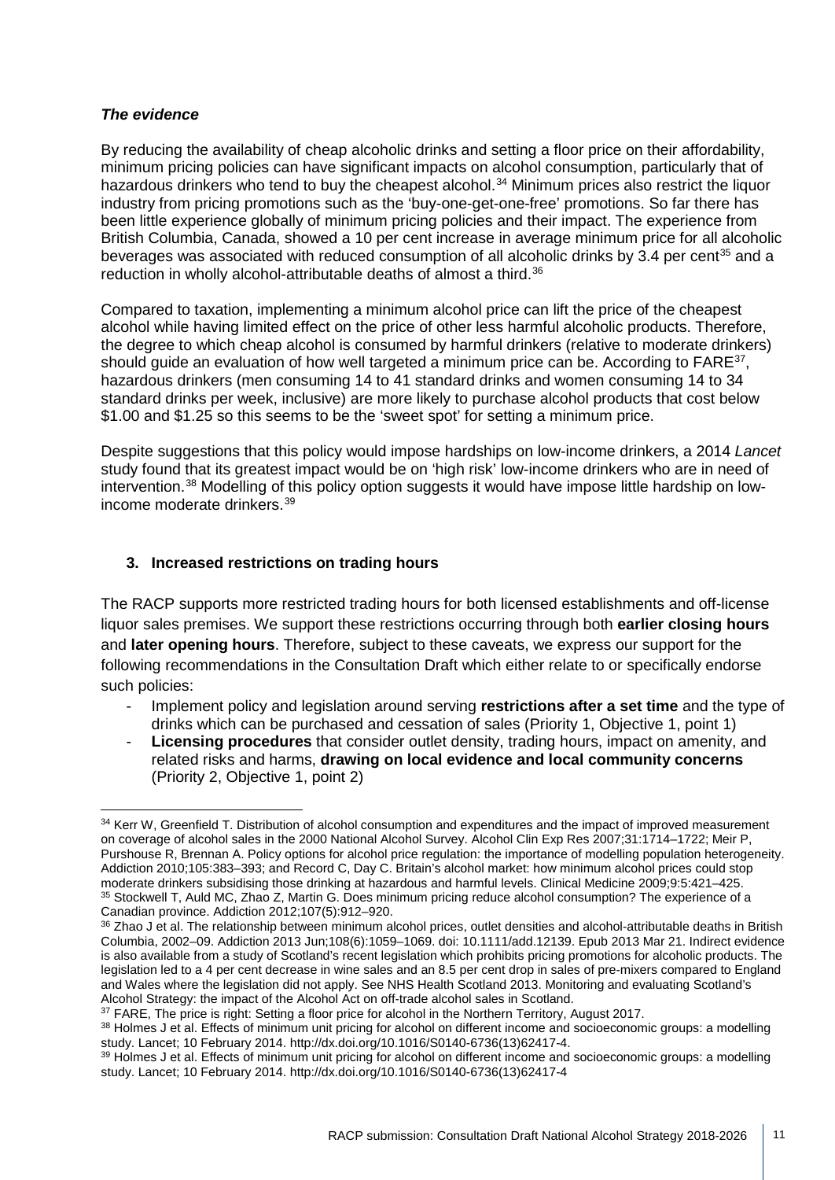***The evidence***

By reducing the availability of cheap alcoholic drinks and setting a floor price on their affordability, minimum pricing policies can have significant impacts on alcohol consumption, particularly that of hazardous drinkers who tend to buy the cheapest alcohol.[34] Minimum prices also restrict the liquor industry from pricing promotions such as the 'buy-one-get-one-free' promotions. So far there has been little experience globally of minimum pricing policies and their impact. The experience from British Columbia, Canada, showed a 10 per cent increase in average minimum price for all alcoholic beverages was associated with reduced consumption of all alcoholic drinks by 3.4 per cent[35] and a reduction in wholly alcohol-attributable deaths of almost a third.[36]

Compared to taxation, implementing a minimum alcohol price can lift the price of the cheapest alcohol while having limited effect on the price of other less harmful alcoholic products. Therefore, the degree to which cheap alcohol is consumed by harmful drinkers (relative to moderate drinkers) should guide an evaluation of how well targeted a minimum price can be. According to FARE[37], hazardous drinkers (men consuming 14 to 41 standard drinks and women consuming 14 to 34 standard drinks per week, inclusive) are more likely to purchase alcohol products that cost below $1.00 and $1.25 so this seems to be the 'sweet spot' for setting a minimum price.

Despite suggestions that this policy would impose hardships on low-income drinkers, a 2014 *Lancet* study found that its greatest impact would be on 'high risk' low-income drinkers who are in need of intervention.[38] Modelling of this policy option suggests it would have impose little hardship on low-income moderate drinkers.[39]

### 3. Increased restrictions on trading hours

The RACP supports more restricted trading hours for both licensed establishments and off-license liquor sales premises. We support these restrictions occurring through both **earlier closing hours** and **later opening hours**. Therefore, subject to these caveats, we express our support for the following recommendations in the Consultation Draft which either relate to or specifically endorse such policies:

- Implement policy and legislation around serving **restrictions after a set time** and the type of drinks which can be purchased and cessation of sales (Priority 1, Objective 1, point 1)
- **Licensing procedures** that consider outlet density, trading hours, impact on amenity, and related risks and harms, **drawing on local evidence and local community concerns** (Priority 2, Objective 1, point 2)

---

[34] Kerr W, Greenfield T. Distribution of alcohol consumption and expenditures and the impact of improved measurement on coverage of alcohol sales in the 2000 National Alcohol Survey. Alcohol Clin Exp Res 2007;31:1714–1722; Meir P, Purshouse R, Brennan A. Policy options for alcohol price regulation: the importance of modelling population heterogeneity. Addiction 2010;105:383–393; and Record C, Day C. Britain's alcohol market: how minimum alcohol prices could stop moderate drinkers subsidising those drinking at hazardous and harmful levels. Clinical Medicine 2009;9:5:421–425.

[35] Stockwell T, Auld MC, Zhao Z, Martin G. Does minimum pricing reduce alcohol consumption? The experience of a Canadian province. Addiction 2012;107(5):912–920.

[36] Zhao J et al. The relationship between minimum alcohol prices, outlet densities and alcohol-attributable deaths in British Columbia, 2002–09. Addiction 2013 Jun;108(6):1059–1069. doi: 10.1111/add.12139. Epub 2013 Mar 21. Indirect evidence is also available from a study of Scotland's recent legislation which prohibits pricing promotions for alcoholic products. The legislation led to a 4 per cent decrease in wine sales and an 8.5 per cent drop in sales of pre-mixers compared to England and Wales where the legislation did not apply. See NHS Health Scotland 2013. Monitoring and evaluating Scotland's Alcohol Strategy: the impact of the Alcohol Act on off-trade alcohol sales in Scotland.

[37] FARE, The price is right: Setting a floor price for alcohol in the Northern Territory, August 2017.

[38] Holmes J et al. Effects of minimum unit pricing for alcohol on different income and socioeconomic groups: a modelling study. Lancet; 10 February 2014. http://dx.doi.org/10.1016/S0140-6736(13)62417-4.

[39] Holmes J et al. Effects of minimum unit pricing for alcohol on different income and socioeconomic groups: a modelling study. Lancet; 10 February 2014. http://dx.doi.org/10.1016/S0140-6736(13)62417-4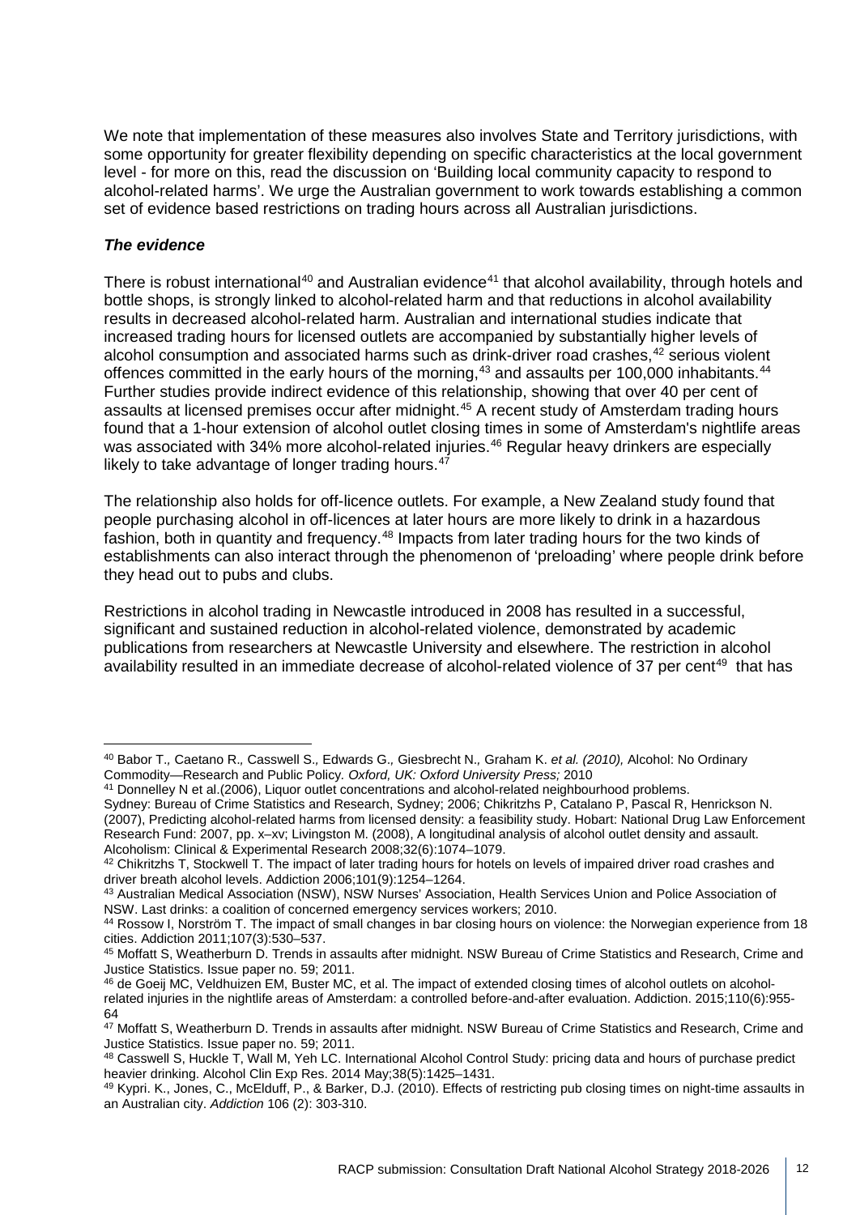We note that implementation of these measures also involves State and Territory jurisdictions, with some opportunity for greater flexibility depending on specific characteristics at the local government level - for more on this, read the discussion on 'Building local community capacity to respond to alcohol-related harms'. We urge the Australian government to work towards establishing a common set of evidence based restrictions on trading hours across all Australian jurisdictions.

***The evidence***

There is robust international[40] and Australian evidence[41] that alcohol availability, through hotels and bottle shops, is strongly linked to alcohol-related harm and that reductions in alcohol availability results in decreased alcohol-related harm. Australian and international studies indicate that increased trading hours for licensed outlets are accompanied by substantially higher levels of alcohol consumption and associated harms such as drink-driver road crashes,[42] serious violent offences committed in the early hours of the morning,[43] and assaults per 100,000 inhabitants.[44] Further studies provide indirect evidence of this relationship, showing that over 40 per cent of assaults at licensed premises occur after midnight.[45] A recent study of Amsterdam trading hours found that a 1-hour extension of alcohol outlet closing times in some of Amsterdam's nightlife areas was associated with 34% more alcohol-related injuries.[46] Regular heavy drinkers are especially likely to take advantage of longer trading hours.[47]

The relationship also holds for off-licence outlets. For example, a New Zealand study found that people purchasing alcohol in off-licences at later hours are more likely to drink in a hazardous fashion, both in quantity and frequency.[48] Impacts from later trading hours for the two kinds of establishments can also interact through the phenomenon of 'preloading' where people drink before they head out to pubs and clubs.

Restrictions in alcohol trading in Newcastle introduced in 2008 has resulted in a successful, significant and sustained reduction in alcohol-related violence, demonstrated by academic publications from researchers at Newcastle University and elsewhere. The restriction in alcohol availability resulted in an immediate decrease of alcohol-related violence of 37 per cent[49] that has

---

[40] Babor T., Caetano R., Casswell S., Edwards G., Giesbrecht N., Graham K. *et al. (2010),* Alcohol: No Ordinary Commodity—Research and Public Policy. *Oxford, UK: Oxford University Press;* 2010

[41] Donnelley N et al.(2006), Liquor outlet concentrations and alcohol-related neighbourhood problems. Sydney: Bureau of Crime Statistics and Research, Sydney; 2006; Chikritzhs P, Catalano P, Pascal R, Henrickson N. (2007), Predicting alcohol-related harms from licensed density: a feasibility study. Hobart: National Drug Law Enforcement Research Fund: 2007, pp. x–xv; Livingston M. (2008), A longitudinal analysis of alcohol outlet density and assault. Alcoholism: Clinical & Experimental Research 2008;32(6):1074–1079.

[42] Chikritzhs T, Stockwell T. The impact of later trading hours for hotels on levels of impaired driver road crashes and driver breath alcohol levels. Addiction 2006;101(9):1254–1264.

[43] Australian Medical Association (NSW), NSW Nurses' Association, Health Services Union and Police Association of NSW. Last drinks: a coalition of concerned emergency services workers; 2010.

[44] Rossow I, Norström T. The impact of small changes in bar closing hours on violence: the Norwegian experience from 18 cities. Addiction 2011;107(3):530–537.

[45] Moffatt S, Weatherburn D. Trends in assaults after midnight. NSW Bureau of Crime Statistics and Research, Crime and Justice Statistics. Issue paper no. 59; 2011.

[46] de Goeij MC, Veldhuizen EM, Buster MC, et al. The impact of extended closing times of alcohol outlets on alcohol-related injuries in the nightlife areas of Amsterdam: a controlled before-and-after evaluation. Addiction. 2015;110(6):955-64

[47] Moffatt S, Weatherburn D. Trends in assaults after midnight. NSW Bureau of Crime Statistics and Research, Crime and Justice Statistics. Issue paper no. 59; 2011.

[48] Casswell S, Huckle T, Wall M, Yeh LC. International Alcohol Control Study: pricing data and hours of purchase predict heavier drinking. Alcohol Clin Exp Res. 2014 May;38(5):1425–1431.

[49] Kypri. K., Jones, C., McElduff, P., & Barker, D.J. (2010). Effects of restricting pub closing times on night-time assaults in an Australian city. *Addiction* 106 (2): 303-310.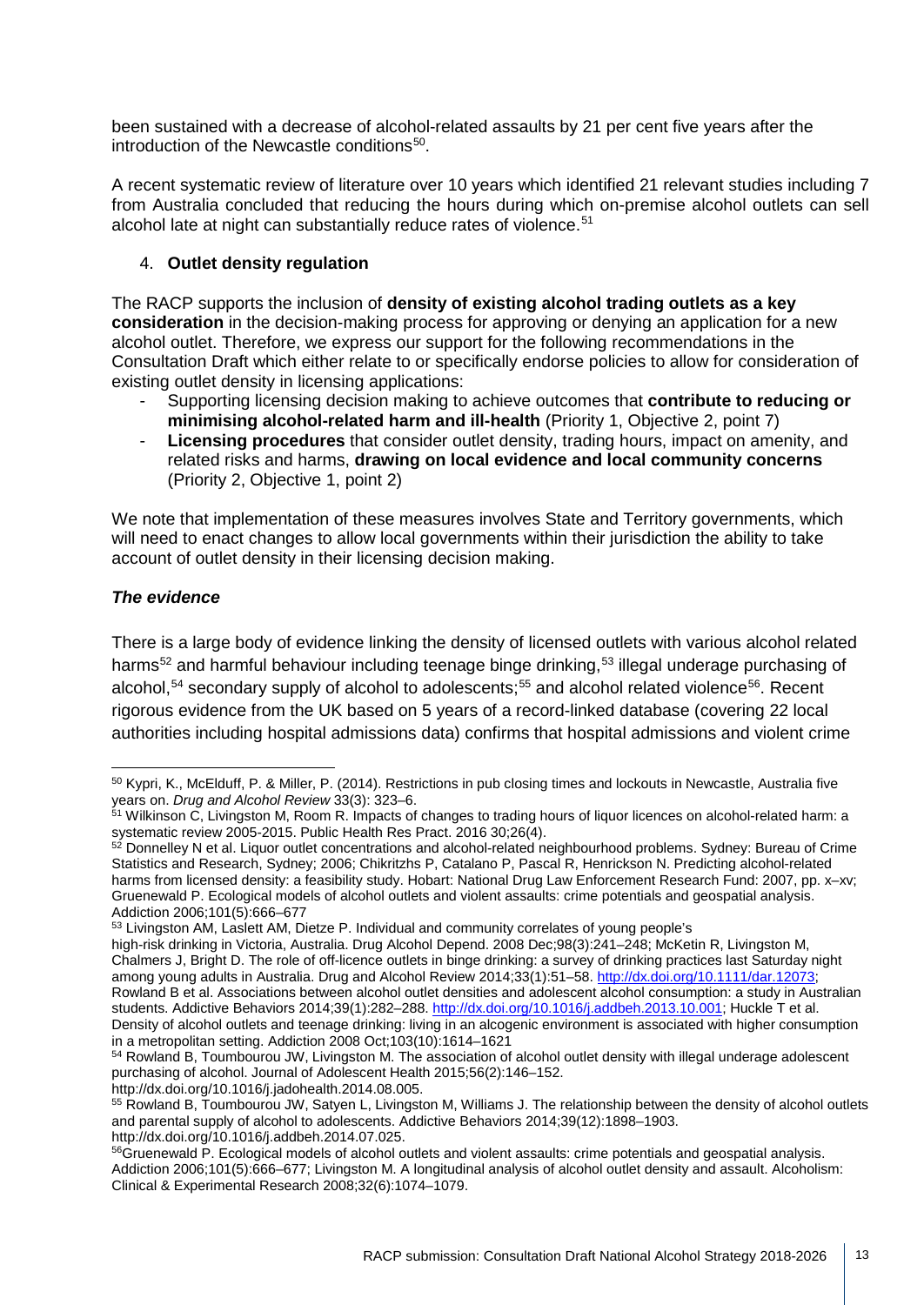been sustained with a decrease of alcohol-related assaults by 21 per cent five years after the introduction of the Newcastle conditions[50].

A recent systematic review of literature over 10 years which identified 21 relevant studies including 7 from Australia concluded that reducing the hours during which on-premise alcohol outlets can sell alcohol late at night can substantially reduce rates of violence.[51]

4. **Outlet density regulation**

The RACP supports the inclusion of **density of existing alcohol trading outlets as a key consideration** in the decision-making process for approving or denying an application for a new alcohol outlet. Therefore, we express our support for the following recommendations in the Consultation Draft which either relate to or specifically endorse policies to allow for consideration of existing outlet density in licensing applications:

- Supporting licensing decision making to achieve outcomes that **contribute to reducing or minimising alcohol-related harm and ill-health** (Priority 1, Objective 2, point 7)
- **Licensing procedures** that consider outlet density, trading hours, impact on amenity, and related risks and harms, **drawing on local evidence and local community concerns** (Priority 2, Objective 1, point 2)

We note that implementation of these measures involves State and Territory governments, which will need to enact changes to allow local governments within their jurisdiction the ability to take account of outlet density in their licensing decision making.

### *The evidence*

There is a large body of evidence linking the density of licensed outlets with various alcohol related harms[52] and harmful behaviour including teenage binge drinking,[53] illegal underage purchasing of alcohol,[54] secondary supply of alcohol to adolescents;[55] and alcohol related violence[56]. Recent rigorous evidence from the UK based on 5 years of a record-linked database (covering 22 local authorities including hospital admissions data) confirms that hospital admissions and violent crime

---

[50] Kypri, K., McElduff, P. & Miller, P. (2014). Restrictions in pub closing times and lockouts in Newcastle, Australia five years on. *Drug and Alcohol Review* 33(3): 323–6.

[51] Wilkinson C, Livingston M, Room R. Impacts of changes to trading hours of liquor licences on alcohol-related harm: a systematic review 2005-2015. Public Health Res Pract. 2016 30;26(4).

[52] Donnelley N et al. Liquor outlet concentrations and alcohol-related neighbourhood problems. Sydney: Bureau of Crime Statistics and Research, Sydney; 2006; Chikritzhs P, Catalano P, Pascal R, Henrickson N. Predicting alcohol-related harms from licensed density: a feasibility study. Hobart: National Drug Law Enforcement Research Fund: 2007, pp. x–xv; Gruenewald P. Ecological models of alcohol outlets and violent assaults: crime potentials and geospatial analysis. Addiction 2006;101(5):666–677

[53] Livingston AM, Laslett AM, Dietze P. Individual and community correlates of young people's high-risk drinking in Victoria, Australia. Drug Alcohol Depend. 2008 Dec;98(3):241–248; McKetin R, Livingston M, Chalmers J, Bright D. The role of off-licence outlets in binge drinking: a survey of drinking practices last Saturday night among young adults in Australia. Drug and Alcohol Review 2014;33(1):51–58. http://dx.doi.org/10.1111/dar.12073; Rowland B et al. Associations between alcohol outlet densities and adolescent alcohol consumption: a study in Australian students. Addictive Behaviors 2014;39(1):282–288. http://dx.doi.org/10.1016/j.addbeh.2013.10.001; Huckle T et al. Density of alcohol outlets and teenage drinking: living in an alcogenic environment is associated with higher consumption in a metropolitan setting. Addiction 2008 Oct;103(10):1614–1621

[54] Rowland B, Toumbourou JW, Livingston M. The association of alcohol outlet density with illegal underage adolescent purchasing of alcohol. Journal of Adolescent Health 2015;56(2):146–152. http://dx.doi.org/10.1016/j.jadohealth.2014.08.005.

[55] Rowland B, Toumbourou JW, Satyen L, Livingston M, Williams J. The relationship between the density of alcohol outlets and parental supply of alcohol to adolescents. Addictive Behaviors 2014;39(12):1898–1903. http://dx.doi.org/10.1016/j.addbeh.2014.07.025.

[56] Gruenewald P. Ecological models of alcohol outlets and violent assaults: crime potentials and geospatial analysis. Addiction 2006;101(5):666–677; Livingston M. A longitudinal analysis of alcohol outlet density and assault. Alcoholism: Clinical & Experimental Research 2008;32(6):1074–1079.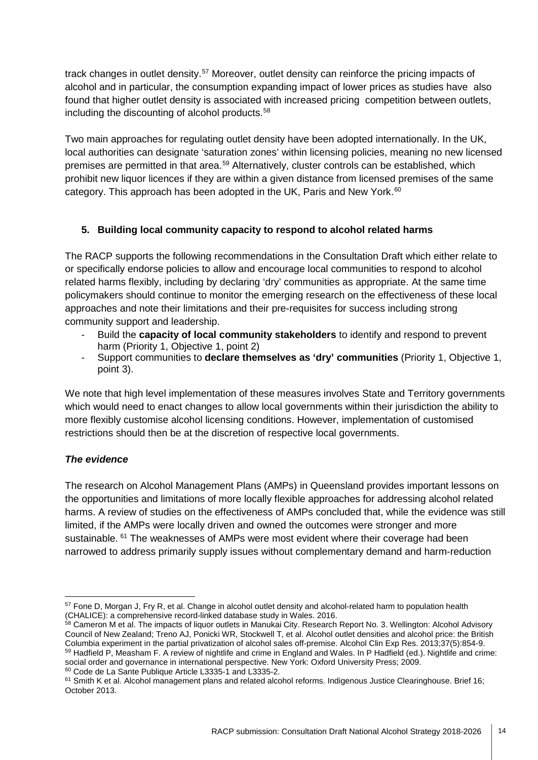track changes in outlet density.[57] Moreover, outlet density can reinforce the pricing impacts of alcohol and in particular, the consumption expanding impact of lower prices as studies have also found that higher outlet density is associated with increased pricing competition between outlets, including the discounting of alcohol products.[58]

Two main approaches for regulating outlet density have been adopted internationally. In the UK, local authorities can designate 'saturation zones' within licensing policies, meaning no new licensed premises are permitted in that area.[59] Alternatively, cluster controls can be established, which prohibit new liquor licences if they are within a given distance from licensed premises of the same category. This approach has been adopted in the UK, Paris and New York.[60]

### 5. Building local community capacity to respond to alcohol related harms

The RACP supports the following recommendations in the Consultation Draft which either relate to or specifically endorse policies to allow and encourage local communities to respond to alcohol related harms flexibly, including by declaring 'dry' communities as appropriate. At the same time policymakers should continue to monitor the emerging research on the effectiveness of these local approaches and note their limitations and their pre-requisites for success including strong community support and leadership.

- Build the **capacity of local community stakeholders** to identify and respond to prevent harm (Priority 1, Objective 1, point 2)
- Support communities to **declare themselves as 'dry' communities** (Priority 1, Objective 1, point 3).

We note that high level implementation of these measures involves State and Territory governments which would need to enact changes to allow local governments within their jurisdiction the ability to more flexibly customise alcohol licensing conditions. However, implementation of customised restrictions should then be at the discretion of respective local governments.

#### *The evidence*

The research on Alcohol Management Plans (AMPs) in Queensland provides important lessons on the opportunities and limitations of more locally flexible approaches for addressing alcohol related harms. A review of studies on the effectiveness of AMPs concluded that, while the evidence was still limited, if the AMPs were locally driven and owned the outcomes were stronger and more sustainable. [61] The weaknesses of AMPs were most evident where their coverage had been narrowed to address primarily supply issues without complementary demand and harm-reduction

---

[57] Fone D, Morgan J, Fry R, et al. Change in alcohol outlet density and alcohol-related harm to population health (CHALICE): a comprehensive record-linked database study in Wales. 2016.

[58] Cameron M et al. The impacts of liquor outlets in Manukai City. Research Report No. 3. Wellington: Alcohol Advisory Council of New Zealand; Treno AJ, Ponicki WR, Stockwell T, et al. Alcohol outlet densities and alcohol price: the British Columbia experiment in the partial privatization of alcohol sales off-premise. Alcohol Clin Exp Res. 2013;37(5):854-9.

[59] Hadfield P, Measham F. A review of nightlife and crime in England and Wales. In P Hadfield (ed.). Nightlife and crime: social order and governance in international perspective. New York: Oxford University Press; 2009.

[60] Code de La Sante Publique Article L3335-1 and L3335-2.

[61] Smith K et al. Alcohol management plans and related alcohol reforms. Indigenous Justice Clearinghouse. Brief 16; October 2013.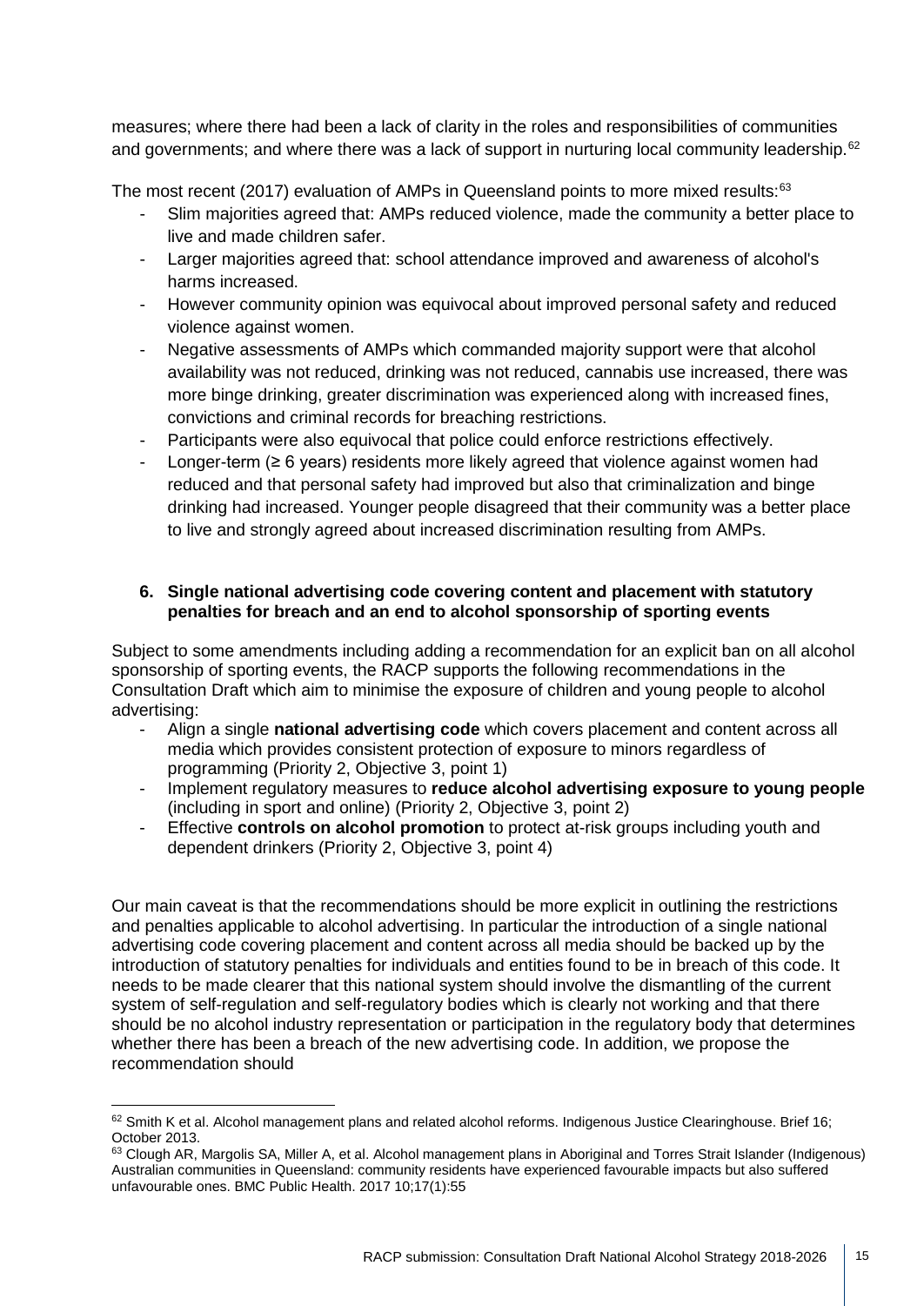measures; where there had been a lack of clarity in the roles and responsibilities of communities and governments; and where there was a lack of support in nurturing local community leadership.[62]

The most recent (2017) evaluation of AMPs in Queensland points to more mixed results:[63]

- Slim majorities agreed that: AMPs reduced violence, made the community a better place to live and made children safer.
- Larger majorities agreed that: school attendance improved and awareness of alcohol's harms increased.
- However community opinion was equivocal about improved personal safety and reduced violence against women.
- Negative assessments of AMPs which commanded majority support were that alcohol availability was not reduced, drinking was not reduced, cannabis use increased, there was more binge drinking, greater discrimination was experienced along with increased fines, convictions and criminal records for breaching restrictions.
- Participants were also equivocal that police could enforce restrictions effectively.
- Longer-term (≥ 6 years) residents more likely agreed that violence against women had reduced and that personal safety had improved but also that criminalization and binge drinking had increased. Younger people disagreed that their community was a better place to live and strongly agreed about increased discrimination resulting from AMPs.

**6. Single national advertising code covering content and placement with statutory penalties for breach and an end to alcohol sponsorship of sporting events**

Subject to some amendments including adding a recommendation for an explicit ban on all alcohol sponsorship of sporting events, the RACP supports the following recommendations in the Consultation Draft which aim to minimise the exposure of children and young people to alcohol advertising:

- Align a single **national advertising code** which covers placement and content across all media which provides consistent protection of exposure to minors regardless of programming (Priority 2, Objective 3, point 1)
- Implement regulatory measures to **reduce alcohol advertising exposure to young people** (including in sport and online) (Priority 2, Objective 3, point 2)
- Effective **controls on alcohol promotion** to protect at-risk groups including youth and dependent drinkers (Priority 2, Objective 3, point 4)

Our main caveat is that the recommendations should be more explicit in outlining the restrictions and penalties applicable to alcohol advertising. In particular the introduction of a single national advertising code covering placement and content across all media should be backed up by the introduction of statutory penalties for individuals and entities found to be in breach of this code. It needs to be made clearer that this national system should involve the dismantling of the current system of self-regulation and self-regulatory bodies which is clearly not working and that there should be no alcohol industry representation or participation in the regulatory body that determines whether there has been a breach of the new advertising code. In addition, we propose the recommendation should

[62] Smith K et al. Alcohol management plans and related alcohol reforms. Indigenous Justice Clearinghouse. Brief 16; October 2013.

[63] Clough AR, Margolis SA, Miller A, et al. Alcohol management plans in Aboriginal and Torres Strait Islander (Indigenous) Australian communities in Queensland: community residents have experienced favourable impacts but also suffered unfavourable ones. BMC Public Health. 2017 10;17(1):55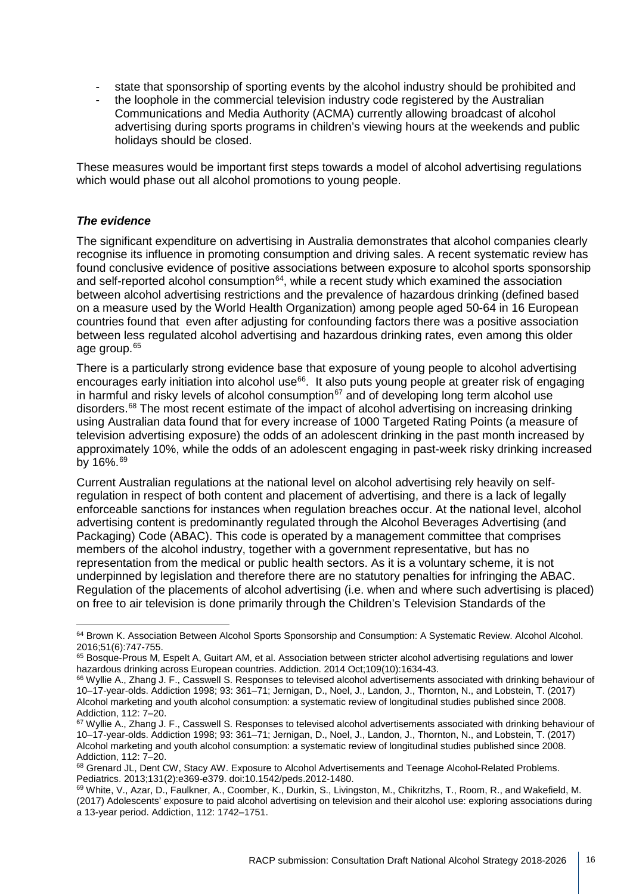- state that sponsorship of sporting events by the alcohol industry should be prohibited and
- the loophole in the commercial television industry code registered by the Australian Communications and Media Authority (ACMA) currently allowing broadcast of alcohol advertising during sports programs in children's viewing hours at the weekends and public holidays should be closed.

These measures would be important first steps towards a model of alcohol advertising regulations which would phase out all alcohol promotions to young people.

***The evidence***

The significant expenditure on advertising in Australia demonstrates that alcohol companies clearly recognise its influence in promoting consumption and driving sales. A recent systematic review has found conclusive evidence of positive associations between exposure to alcohol sports sponsorship and self-reported alcohol consumption[64], while a recent study which examined the association between alcohol advertising restrictions and the prevalence of hazardous drinking (defined based on a measure used by the World Health Organization) among people aged 50-64 in 16 European countries found that even after adjusting for confounding factors there was a positive association between less regulated alcohol advertising and hazardous drinking rates, even among this older age group.[65]

There is a particularly strong evidence base that exposure of young people to alcohol advertising encourages early initiation into alcohol use[66]. It also puts young people at greater risk of engaging in harmful and risky levels of alcohol consumption[67] and of developing long term alcohol use disorders.[68] The most recent estimate of the impact of alcohol advertising on increasing drinking using Australian data found that for every increase of 1000 Targeted Rating Points (a measure of television advertising exposure) the odds of an adolescent drinking in the past month increased by approximately 10%, while the odds of an adolescent engaging in past-week risky drinking increased by 16%.[69]

Current Australian regulations at the national level on alcohol advertising rely heavily on self-regulation in respect of both content and placement of advertising, and there is a lack of legally enforceable sanctions for instances when regulation breaches occur. At the national level, alcohol advertising content is predominantly regulated through the Alcohol Beverages Advertising (and Packaging) Code (ABAC). This code is operated by a management committee that comprises members of the alcohol industry, together with a government representative, but has no representation from the medical or public health sectors. As it is a voluntary scheme, it is not underpinned by legislation and therefore there are no statutory penalties for infringing the ABAC. Regulation of the placements of alcohol advertising (i.e. when and where such advertising is placed) on free to air television is done primarily through the Children's Television Standards of the

---

[64] Brown K. Association Between Alcohol Sports Sponsorship and Consumption: A Systematic Review. Alcohol Alcohol. 2016;51(6):747-755.

[65] Bosque-Prous M, Espelt A, Guitart AM, et al. Association between stricter alcohol advertising regulations and lower hazardous drinking across European countries. Addiction. 2014 Oct;109(10):1634-43.

[66] Wyllie A., Zhang J. F., Casswell S. Responses to televised alcohol advertisements associated with drinking behaviour of 10–17-year-olds. Addiction 1998; 93: 361–71; Jernigan, D., Noel, J., Landon, J., Thornton, N., and Lobstein, T. (2017) Alcohol marketing and youth alcohol consumption: a systematic review of longitudinal studies published since 2008. Addiction, 112: 7–20.

[67] Wyllie A., Zhang J. F., Casswell S. Responses to televised alcohol advertisements associated with drinking behaviour of 10–17-year-olds. Addiction 1998; 93: 361–71; Jernigan, D., Noel, J., Landon, J., Thornton, N., and Lobstein, T. (2017) Alcohol marketing and youth alcohol consumption: a systematic review of longitudinal studies published since 2008. Addiction, 112: 7–20.

[68] Grenard JL, Dent CW, Stacy AW. Exposure to Alcohol Advertisements and Teenage Alcohol-Related Problems. Pediatrics. 2013;131(2):e369-e379. doi:10.1542/peds.2012-1480.

[69] White, V., Azar, D., Faulkner, A., Coomber, K., Durkin, S., Livingston, M., Chikritzhs, T., Room, R., and Wakefield, M. (2017) Adolescents' exposure to paid alcohol advertising on television and their alcohol use: exploring associations during a 13-year period. Addiction, 112: 1742–1751.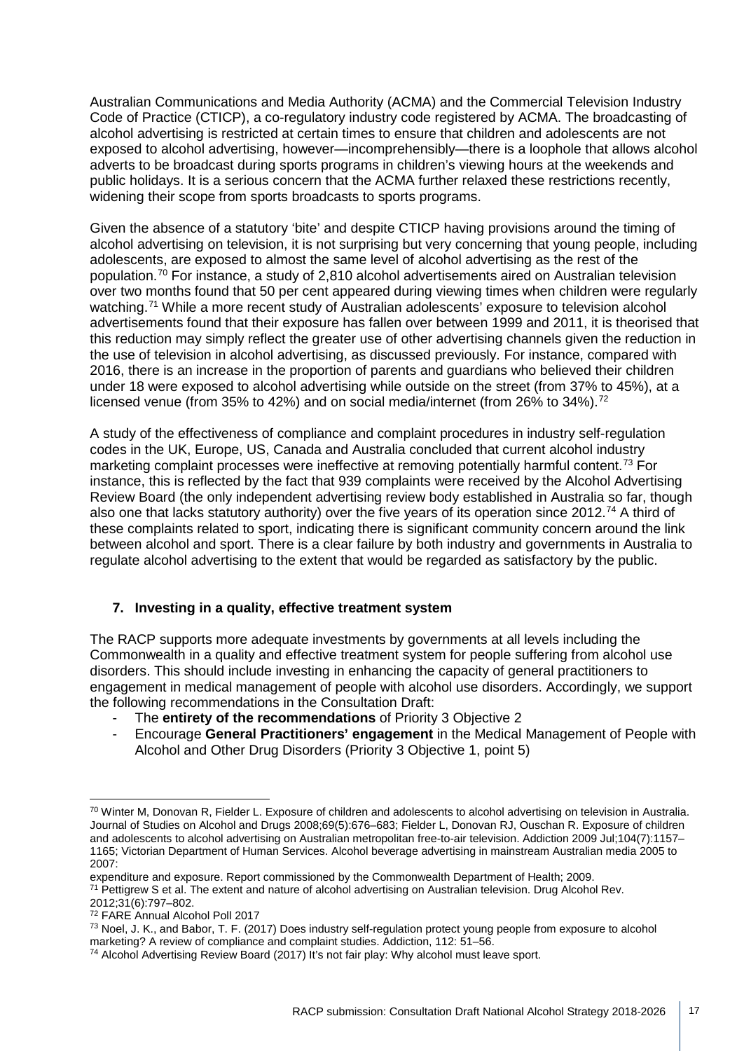Australian Communications and Media Authority (ACMA) and the Commercial Television Industry Code of Practice (CTICP), a co-regulatory industry code registered by ACMA. The broadcasting of alcohol advertising is restricted at certain times to ensure that children and adolescents are not exposed to alcohol advertising, however—incomprehensibly—there is a loophole that allows alcohol adverts to be broadcast during sports programs in children's viewing hours at the weekends and public holidays. It is a serious concern that the ACMA further relaxed these restrictions recently, widening their scope from sports broadcasts to sports programs.

Given the absence of a statutory 'bite' and despite CTICP having provisions around the timing of alcohol advertising on television, it is not surprising but very concerning that young people, including adolescents, are exposed to almost the same level of alcohol advertising as the rest of the population.[70] For instance, a study of 2,810 alcohol advertisements aired on Australian television over two months found that 50 per cent appeared during viewing times when children were regularly watching.[71] While a more recent study of Australian adolescents' exposure to television alcohol advertisements found that their exposure has fallen over between 1999 and 2011, it is theorised that this reduction may simply reflect the greater use of other advertising channels given the reduction in the use of television in alcohol advertising, as discussed previously. For instance, compared with 2016, there is an increase in the proportion of parents and guardians who believed their children under 18 were exposed to alcohol advertising while outside on the street (from 37% to 45%), at a licensed venue (from 35% to 42%) and on social media/internet (from 26% to 34%).[72]

A study of the effectiveness of compliance and complaint procedures in industry self-regulation codes in the UK, Europe, US, Canada and Australia concluded that current alcohol industry marketing complaint processes were ineffective at removing potentially harmful content.[73] For instance, this is reflected by the fact that 939 complaints were received by the Alcohol Advertising Review Board (the only independent advertising review body established in Australia so far, though also one that lacks statutory authority) over the five years of its operation since 2012.[74] A third of these complaints related to sport, indicating there is significant community concern around the link between alcohol and sport. There is a clear failure by both industry and governments in Australia to regulate alcohol advertising to the extent that would be regarded as satisfactory by the public.

## 7. Investing in a quality, effective treatment system

The RACP supports more adequate investments by governments at all levels including the Commonwealth in a quality and effective treatment system for people suffering from alcohol use disorders. This should include investing in enhancing the capacity of general practitioners to engagement in medical management of people with alcohol use disorders. Accordingly, we support the following recommendations in the Consultation Draft:

- The **entirety of the recommendations** of Priority 3 Objective 2
- Encourage **General Practitioners' engagement** in the Medical Management of People with Alcohol and Other Drug Disorders (Priority 3 Objective 1, point 5)

---

[70] Winter M, Donovan R, Fielder L. Exposure of children and adolescents to alcohol advertising on television in Australia. Journal of Studies on Alcohol and Drugs 2008;69(5):676–683; Fielder L, Donovan RJ, Ouschan R. Exposure of children and adolescents to alcohol advertising on Australian metropolitan free-to-air television. Addiction 2009 Jul;104(7):1157–1165; Victorian Department of Human Services. Alcohol beverage advertising in mainstream Australian media 2005 to 2007:
expenditure and exposure. Report commissioned by the Commonwealth Department of Health; 2009.

[71] Pettigrew S et al. The extent and nature of alcohol advertising on Australian television. Drug Alcohol Rev. 2012;31(6):797–802.

[72] FARE Annual Alcohol Poll 2017

[73] Noel, J. K., and Babor, T. F. (2017) Does industry self-regulation protect young people from exposure to alcohol marketing? A review of compliance and complaint studies. Addiction, 112: 51–56.

[74] Alcohol Advertising Review Board (2017) It's not fair play: Why alcohol must leave sport.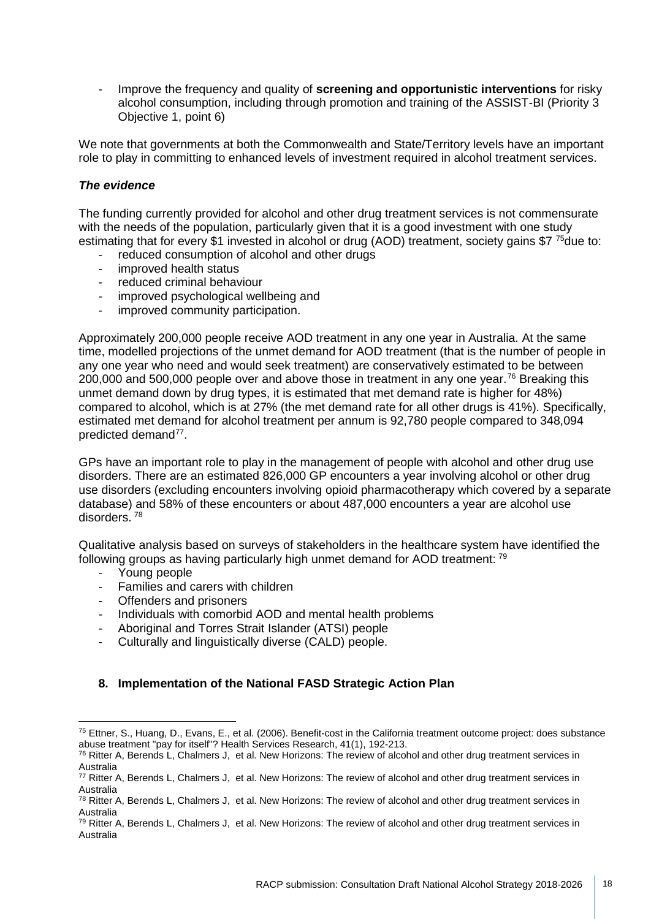- Improve the frequency and quality of **screening and opportunistic interventions** for risky alcohol consumption, including through promotion and training of the ASSIST-BI (Priority 3 Objective 1, point 6)

We note that governments at both the Commonwealth and State/Territory levels have an important role to play in committing to enhanced levels of investment required in alcohol treatment services.

### *The evidence*

The funding currently provided for alcohol and other drug treatment services is not commensurate with the needs of the population, particularly given that it is a good investment with one study estimating that for every $1 invested in alcohol or drug (AOD) treatment, society gains $7 [75]due to:

- reduced consumption of alcohol and other drugs
- improved health status
- reduced criminal behaviour
- improved psychological wellbeing and
- improved community participation.

Approximately 200,000 people receive AOD treatment in any one year in Australia. At the same time, modelled projections of the unmet demand for AOD treatment (that is the number of people in any one year who need and would seek treatment) are conservatively estimated to be between 200,000 and 500,000 people over and above those in treatment in any one year.[76] Breaking this unmet demand down by drug types, it is estimated that met demand rate is higher for 48%) compared to alcohol, which is at 27% (the met demand rate for all other drugs is 41%). Specifically, estimated met demand for alcohol treatment per annum is 92,780 people compared to 348,094 predicted demand[77].

GPs have an important role to play in the management of people with alcohol and other drug use disorders. There are an estimated 826,000 GP encounters a year involving alcohol or other drug use disorders (excluding encounters involving opioid pharmacotherapy which covered by a separate database) and 58% of these encounters or about 487,000 encounters a year are alcohol use disorders. [78]

Qualitative analysis based on surveys of stakeholders in the healthcare system have identified the following groups as having particularly high unmet demand for AOD treatment: [79]

- Young people
- Families and carers with children
- Offenders and prisoners
- Individuals with comorbid AOD and mental health problems
- Aboriginal and Torres Strait Islander (ATSI) people
- Culturally and linguistically diverse (CALD) people.

## 8. Implementation of the National FASD Strategic Action Plan

---

[75] Ettner, S., Huang, D., Evans, E., et al. (2006). Benefit-cost in the California treatment outcome project: does substance abuse treatment "pay for itself"? Health Services Research, 41(1), 192-213.

[76] Ritter A, Berends L, Chalmers J, et al. New Horizons: The review of alcohol and other drug treatment services in Australia

[77] Ritter A, Berends L, Chalmers J, et al. New Horizons: The review of alcohol and other drug treatment services in Australia

[78] Ritter A, Berends L, Chalmers J, et al. New Horizons: The review of alcohol and other drug treatment services in Australia

[79] Ritter A, Berends L, Chalmers J, et al. New Horizons: The review of alcohol and other drug treatment services in Australia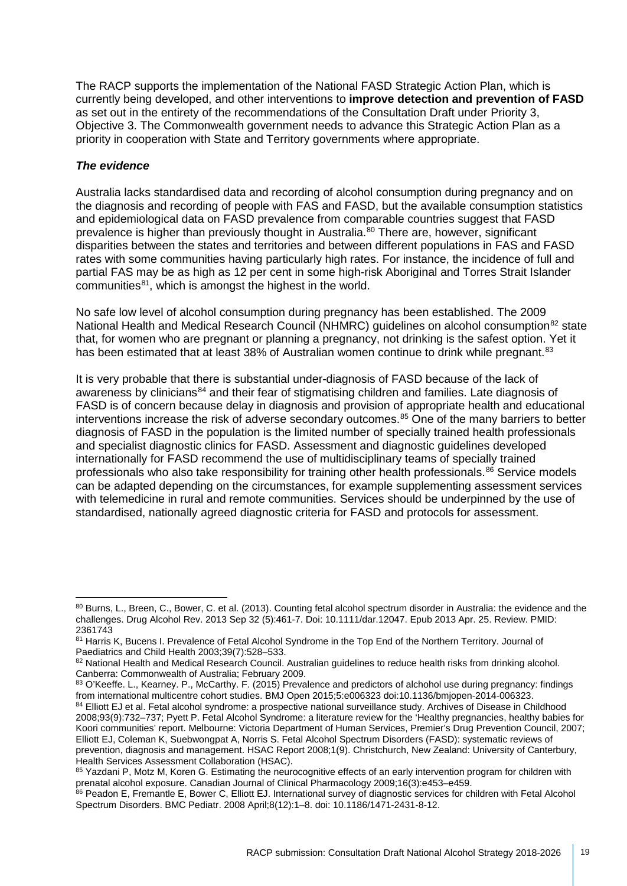The RACP supports the implementation of the National FASD Strategic Action Plan, which is currently being developed, and other interventions to **improve detection and prevention of FASD** as set out in the entirety of the recommendations of the Consultation Draft under Priority 3, Objective 3. The Commonwealth government needs to advance this Strategic Action Plan as a priority in cooperation with State and Territory governments where appropriate.

***The evidence***

Australia lacks standardised data and recording of alcohol consumption during pregnancy and on the diagnosis and recording of people with FAS and FASD, but the available consumption statistics and epidemiological data on FASD prevalence from comparable countries suggest that FASD prevalence is higher than previously thought in Australia.[80] There are, however, significant disparities between the states and territories and between different populations in FAS and FASD rates with some communities having particularly high rates. For instance, the incidence of full and partial FAS may be as high as 12 per cent in some high-risk Aboriginal and Torres Strait Islander communities[81], which is amongst the highest in the world.

No safe low level of alcohol consumption during pregnancy has been established. The 2009 National Health and Medical Research Council (NHMRC) guidelines on alcohol consumption[82] state that, for women who are pregnant or planning a pregnancy, not drinking is the safest option. Yet it has been estimated that at least 38% of Australian women continue to drink while pregnant.[83]

It is very probable that there is substantial under-diagnosis of FASD because of the lack of awareness by clinicians[84] and their fear of stigmatising children and families. Late diagnosis of FASD is of concern because delay in diagnosis and provision of appropriate health and educational interventions increase the risk of adverse secondary outcomes.[85] One of the many barriers to better diagnosis of FASD in the population is the limited number of specially trained health professionals and specialist diagnostic clinics for FASD. Assessment and diagnostic guidelines developed internationally for FASD recommend the use of multidisciplinary teams of specially trained professionals who also take responsibility for training other health professionals.[86] Service models can be adapted depending on the circumstances, for example supplementing assessment services with telemedicine in rural and remote communities. Services should be underpinned by the use of standardised, nationally agreed diagnostic criteria for FASD and protocols for assessment.

---

[80] Burns, L., Breen, C., Bower, C. et al. (2013). Counting fetal alcohol spectrum disorder in Australia: the evidence and the challenges. Drug Alcohol Rev. 2013 Sep 32 (5):461-7. Doi: 10.1111/dar.12047. Epub 2013 Apr. 25. Review. PMID: 2361743

[81] Harris K, Bucens I. Prevalence of Fetal Alcohol Syndrome in the Top End of the Northern Territory. Journal of Paediatrics and Child Health 2003;39(7):528–533.

[82] National Health and Medical Research Council. Australian guidelines to reduce health risks from drinking alcohol. Canberra: Commonwealth of Australia; February 2009.

[83] O'Keeffe. L., Kearney. P., McCarthy. F. (2015) Prevalence and predictors of alchohol use during pregnancy: findings from international multicentre cohort studies. BMJ Open 2015;5:e006323 doi:10.1136/bmjopen-2014-006323.

[84] Elliott EJ et al. Fetal alcohol syndrome: a prospective national surveillance study. Archives of Disease in Childhood 2008;93(9):732–737; Pyett P. Fetal Alcohol Syndrome: a literature review for the 'Healthy pregnancies, healthy babies for Koori communities' report. Melbourne: Victoria Department of Human Services, Premier's Drug Prevention Council, 2007; Elliott EJ, Coleman K, Suebwongpat A, Norris S. Fetal Alcohol Spectrum Disorders (FASD): systematic reviews of prevention, diagnosis and management. HSAC Report 2008;1(9). Christchurch, New Zealand: University of Canterbury, Health Services Assessment Collaboration (HSAC).

[85] Yazdani P, Motz M, Koren G. Estimating the neurocognitive effects of an early intervention program for children with prenatal alcohol exposure. Canadian Journal of Clinical Pharmacology 2009;16(3):e453–e459.

[86] Peadon E, Fremantle E, Bower C, Elliott EJ. International survey of diagnostic services for children with Fetal Alcohol Spectrum Disorders. BMC Pediatr. 2008 April;8(12):1–8. doi: 10.1186/1471-2431-8-12.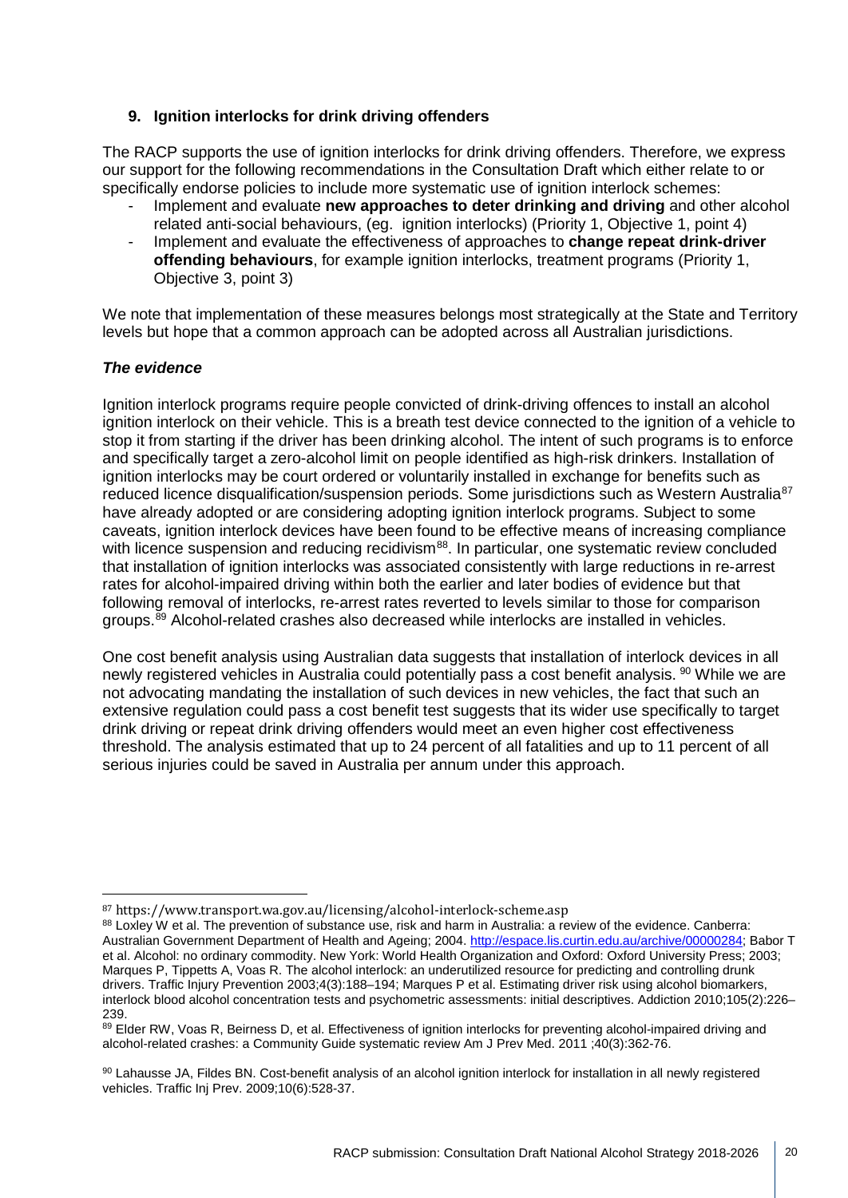## 9. Ignition interlocks for drink driving offenders

The RACP supports the use of ignition interlocks for drink driving offenders. Therefore, we express our support for the following recommendations in the Consultation Draft which either relate to or specifically endorse policies to include more systematic use of ignition interlock schemes:

- Implement and evaluate **new approaches to deter drinking and driving** and other alcohol related anti-social behaviours, (eg. ignition interlocks) (Priority 1, Objective 1, point 4)
- Implement and evaluate the effectiveness of approaches to **change repeat drink-driver offending behaviours**, for example ignition interlocks, treatment programs (Priority 1, Objective 3, point 3)

We note that implementation of these measures belongs most strategically at the State and Territory levels but hope that a common approach can be adopted across all Australian jurisdictions.

### *The evidence*

Ignition interlock programs require people convicted of drink-driving offences to install an alcohol ignition interlock on their vehicle. This is a breath test device connected to the ignition of a vehicle to stop it from starting if the driver has been drinking alcohol. The intent of such programs is to enforce and specifically target a zero-alcohol limit on people identified as high-risk drinkers. Installation of ignition interlocks may be court ordered or voluntarily installed in exchange for benefits such as reduced licence disqualification/suspension periods. Some jurisdictions such as Western Australia[87] have already adopted or are considering adopting ignition interlock programs. Subject to some caveats, ignition interlock devices have been found to be effective means of increasing compliance with licence suspension and reducing recidivism[88]. In particular, one systematic review concluded that installation of ignition interlocks was associated consistently with large reductions in re-arrest rates for alcohol-impaired driving within both the earlier and later bodies of evidence but that following removal of interlocks, re-arrest rates reverted to levels similar to those for comparison groups.[89] Alcohol-related crashes also decreased while interlocks are installed in vehicles.

One cost benefit analysis using Australian data suggests that installation of interlock devices in all newly registered vehicles in Australia could potentially pass a cost benefit analysis. [90] While we are not advocating mandating the installation of such devices in new vehicles, the fact that such an extensive regulation could pass a cost benefit test suggests that its wider use specifically to target drink driving or repeat drink driving offenders would meet an even higher cost effectiveness threshold. The analysis estimated that up to 24 percent of all fatalities and up to 11 percent of all serious injuries could be saved in Australia per annum under this approach.

---

[87] https://www.transport.wa.gov.au/licensing/alcohol-interlock-scheme.asp

[88] Loxley W et al. The prevention of substance use, risk and harm in Australia: a review of the evidence. Canberra: Australian Government Department of Health and Ageing; 2004. http://espace.lis.curtin.edu.au/archive/00000284; Babor T et al. Alcohol: no ordinary commodity. New York: World Health Organization and Oxford: Oxford University Press; 2003; Marques P, Tippetts A, Voas R. The alcohol interlock: an underutilized resource for predicting and controlling drunk drivers. Traffic Injury Prevention 2003;4(3):188–194; Marques P et al. Estimating driver risk using alcohol biomarkers, interlock blood alcohol concentration tests and psychometric assessments: initial descriptives. Addiction 2010;105(2):226–239.

[89] Elder RW, Voas R, Beirness D, et al. Effectiveness of ignition interlocks for preventing alcohol-impaired driving and alcohol-related crashes: a Community Guide systematic review Am J Prev Med. 2011 ;40(3):362-76.

[90] Lahausse JA, Fildes BN. Cost-benefit analysis of an alcohol ignition interlock for installation in all newly registered vehicles. Traffic Inj Prev. 2009;10(6):528-37.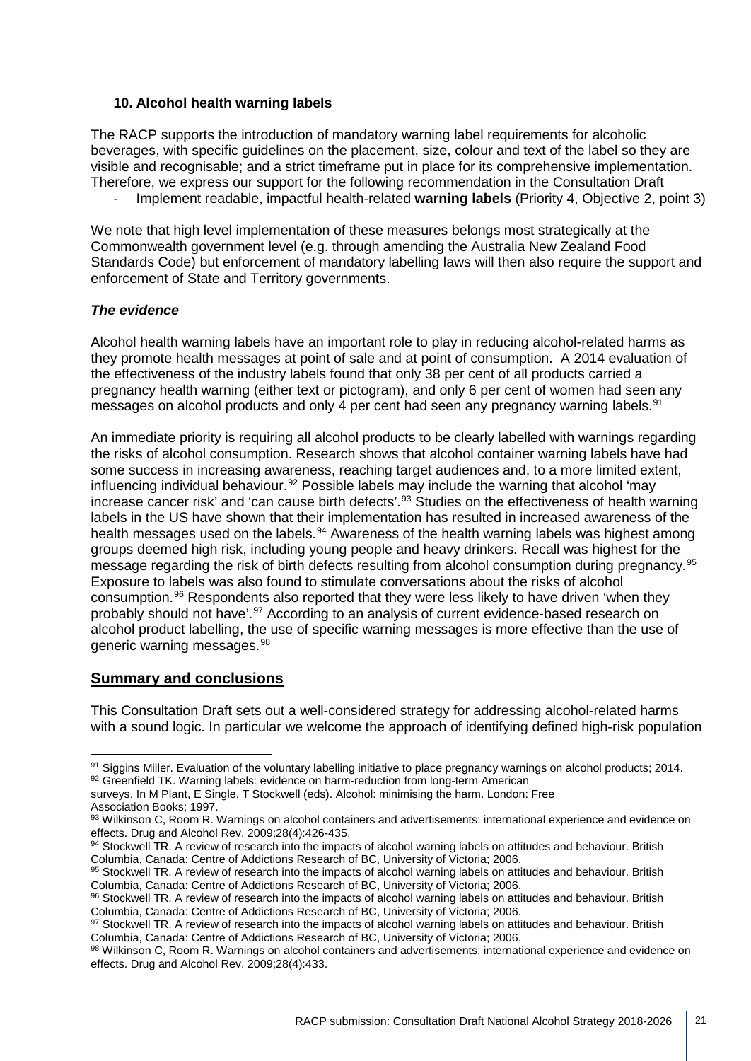### 10. Alcohol health warning labels

The RACP supports the introduction of mandatory warning label requirements for alcoholic beverages, with specific guidelines on the placement, size, colour and text of the label so they are visible and recognisable; and a strict timeframe put in place for its comprehensive implementation. Therefore, we express our support for the following recommendation in the Consultation Draft

- Implement readable, impactful health-related **warning labels** (Priority 4, Objective 2, point 3)

We note that high level implementation of these measures belongs most strategically at the Commonwealth government level (e.g. through amending the Australia New Zealand Food Standards Code) but enforcement of mandatory labelling laws will then also require the support and enforcement of State and Territory governments.

#### *The evidence*

Alcohol health warning labels have an important role to play in reducing alcohol-related harms as they promote health messages at point of sale and at point of consumption. A 2014 evaluation of the effectiveness of the industry labels found that only 38 per cent of all products carried a pregnancy health warning (either text or pictogram), and only 6 per cent of women had seen any messages on alcohol products and only 4 per cent had seen any pregnancy warning labels.[91]

An immediate priority is requiring all alcohol products to be clearly labelled with warnings regarding the risks of alcohol consumption. Research shows that alcohol container warning labels have had some success in increasing awareness, reaching target audiences and, to a more limited extent, influencing individual behaviour.[92] Possible labels may include the warning that alcohol 'may increase cancer risk' and 'can cause birth defects'.[93] Studies on the effectiveness of health warning labels in the US have shown that their implementation has resulted in increased awareness of the health messages used on the labels.[94] Awareness of the health warning labels was highest among groups deemed high risk, including young people and heavy drinkers. Recall was highest for the message regarding the risk of birth defects resulting from alcohol consumption during pregnancy.[95] Exposure to labels was also found to stimulate conversations about the risks of alcohol consumption.[96] Respondents also reported that they were less likely to have driven 'when they probably should not have'.[97] According to an analysis of current evidence-based research on alcohol product labelling, the use of specific warning messages is more effective than the use of generic warning messages.[98]

## Summary and conclusions

This Consultation Draft sets out a well-considered strategy for addressing alcohol-related harms with a sound logic. In particular we welcome the approach of identifying defined high-risk population

---

[91] Siggins Miller. Evaluation of the voluntary labelling initiative to place pregnancy warnings on alcohol products; 2014.
[92] Greenfield TK. Warning labels: evidence on harm-reduction from long-term American surveys. In M Plant, E Single, T Stockwell (eds). Alcohol: minimising the harm. London: Free Association Books; 1997.
[93] Wilkinson C, Room R. Warnings on alcohol containers and advertisements: international experience and evidence on effects. Drug and Alcohol Rev. 2009;28(4):426-435.
[94] Stockwell TR. A review of research into the impacts of alcohol warning labels on attitudes and behaviour. British Columbia, Canada: Centre of Addictions Research of BC, University of Victoria; 2006.
[95] Stockwell TR. A review of research into the impacts of alcohol warning labels on attitudes and behaviour. British Columbia, Canada: Centre of Addictions Research of BC, University of Victoria; 2006.
[96] Stockwell TR. A review of research into the impacts of alcohol warning labels on attitudes and behaviour. British Columbia, Canada: Centre of Addictions Research of BC, University of Victoria; 2006.
[97] Stockwell TR. A review of research into the impacts of alcohol warning labels on attitudes and behaviour. British Columbia, Canada: Centre of Addictions Research of BC, University of Victoria; 2006.
[98] Wilkinson C, Room R. Warnings on alcohol containers and advertisements: international experience and evidence on effects. Drug and Alcohol Rev. 2009;28(4):433.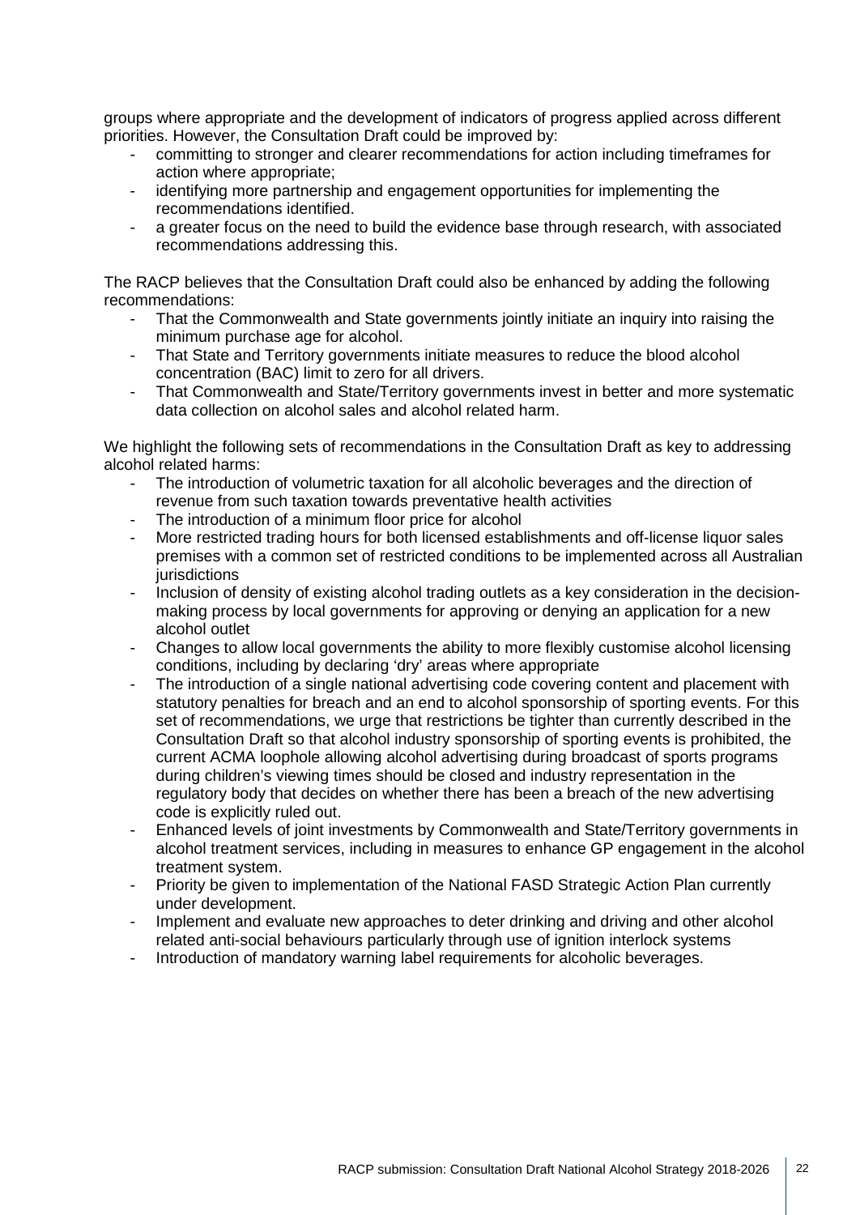groups where appropriate and the development of indicators of progress applied across different priorities. However, the Consultation Draft could be improved by:

- committing to stronger and clearer recommendations for action including timeframes for action where appropriate;
- identifying more partnership and engagement opportunities for implementing the recommendations identified.
- a greater focus on the need to build the evidence base through research, with associated recommendations addressing this.

The RACP believes that the Consultation Draft could also be enhanced by adding the following recommendations:

- That the Commonwealth and State governments jointly initiate an inquiry into raising the minimum purchase age for alcohol.
- That State and Territory governments initiate measures to reduce the blood alcohol concentration (BAC) limit to zero for all drivers.
- That Commonwealth and State/Territory governments invest in better and more systematic data collection on alcohol sales and alcohol related harm.

We highlight the following sets of recommendations in the Consultation Draft as key to addressing alcohol related harms:

- The introduction of volumetric taxation for all alcoholic beverages and the direction of revenue from such taxation towards preventative health activities
- The introduction of a minimum floor price for alcohol
- More restricted trading hours for both licensed establishments and off-license liquor sales premises with a common set of restricted conditions to be implemented across all Australian jurisdictions
- Inclusion of density of existing alcohol trading outlets as a key consideration in the decision-making process by local governments for approving or denying an application for a new alcohol outlet
- Changes to allow local governments the ability to more flexibly customise alcohol licensing conditions, including by declaring 'dry' areas where appropriate
- The introduction of a single national advertising code covering content and placement with statutory penalties for breach and an end to alcohol sponsorship of sporting events. For this set of recommendations, we urge that restrictions be tighter than currently described in the Consultation Draft so that alcohol industry sponsorship of sporting events is prohibited, the current ACMA loophole allowing alcohol advertising during broadcast of sports programs during children's viewing times should be closed and industry representation in the regulatory body that decides on whether there has been a breach of the new advertising code is explicitly ruled out.
- Enhanced levels of joint investments by Commonwealth and State/Territory governments in alcohol treatment services, including in measures to enhance GP engagement in the alcohol treatment system.
- Priority be given to implementation of the National FASD Strategic Action Plan currently under development.
- Implement and evaluate new approaches to deter drinking and driving and other alcohol related anti-social behaviours particularly through use of ignition interlock systems
- Introduction of mandatory warning label requirements for alcoholic beverages.